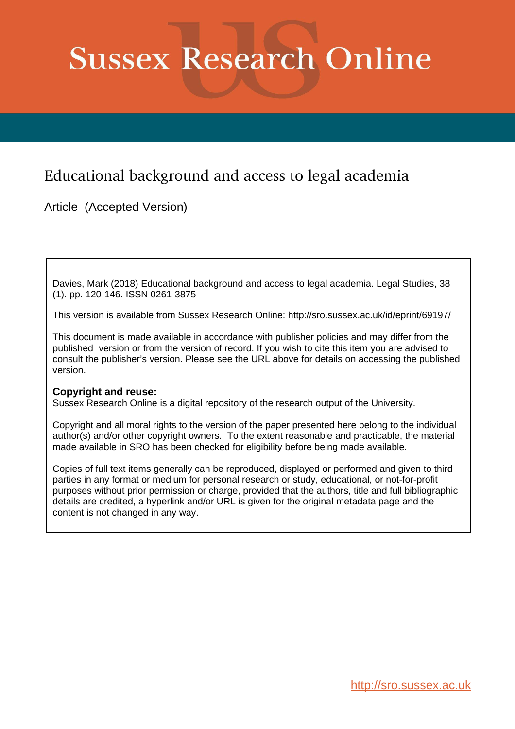# Sussex Research Online

## Educational background and access to legal academia

Article (Accepted Version)

Davies, Mark (2018) Educational background and access to legal academia. Legal Studies, 38 (1). pp. 120-146. ISSN 0261-3875

This version is available from Sussex Research Online: http://sro.sussex.ac.uk/id/eprint/69197/

This document is made available in accordance with publisher policies and may differ from the published version or from the version of record. If you wish to cite this item you are advised to consult the publisher's version. Please see the URL above for details on accessing the published version.

**Copyright and reuse:**
Sussex Research Online is a digital repository of the research output of the University.

Copyright and all moral rights to the version of the paper presented here belong to the individual author(s) and/or other copyright owners. To the extent reasonable and practicable, the material made available in SRO has been checked for eligibility before being made available.

Copies of full text items generally can be reproduced, displayed or performed and given to third parties in any format or medium for personal research or study, educational, or not-for-profit purposes without prior permission or charge, provided that the authors, title and full bibliographic details are credited, a hyperlink and/or URL is given for the original metadata page and the content is not changed in any way.

http://sro.sussex.ac.uk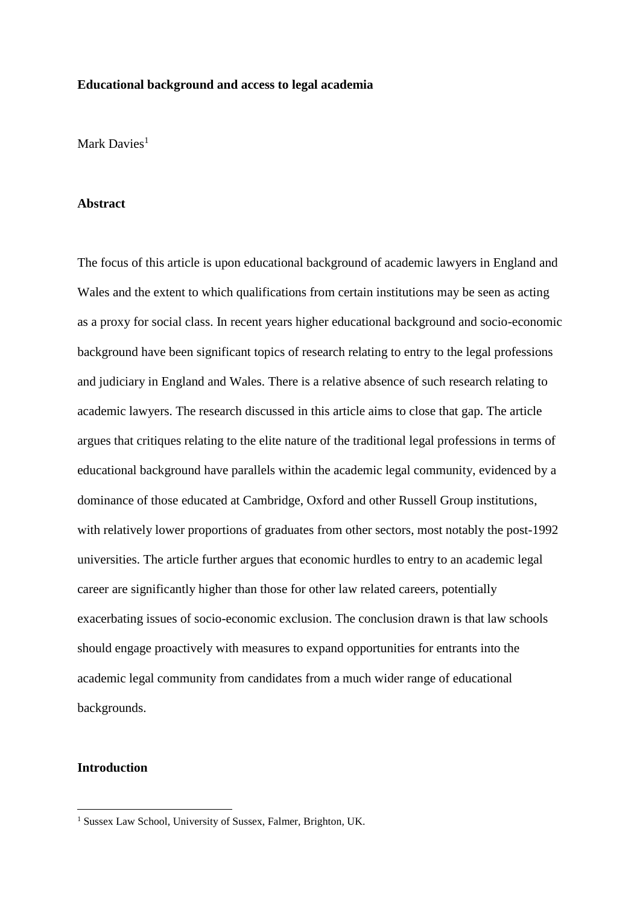**Educational background and access to legal academia**

Mark Davies[1]

**Abstract**

The focus of this article is upon educational background of academic lawyers in England and Wales and the extent to which qualifications from certain institutions may be seen as acting as a proxy for social class. In recent years higher educational background and socio-economic background have been significant topics of research relating to entry to the legal professions and judiciary in England and Wales. There is a relative absence of such research relating to academic lawyers. The research discussed in this article aims to close that gap. The article argues that critiques relating to the elite nature of the traditional legal professions in terms of educational background have parallels within the academic legal community, evidenced by a dominance of those educated at Cambridge, Oxford and other Russell Group institutions, with relatively lower proportions of graduates from other sectors, most notably the post-1992 universities. The article further argues that economic hurdles to entry to an academic legal career are significantly higher than those for other law related careers, potentially exacerbating issues of socio-economic exclusion. The conclusion drawn is that law schools should engage proactively with measures to expand opportunities for entrants into the academic legal community from candidates from a much wider range of educational backgrounds.

**Introduction**

[1] Sussex Law School, University of Sussex, Falmer, Brighton, UK.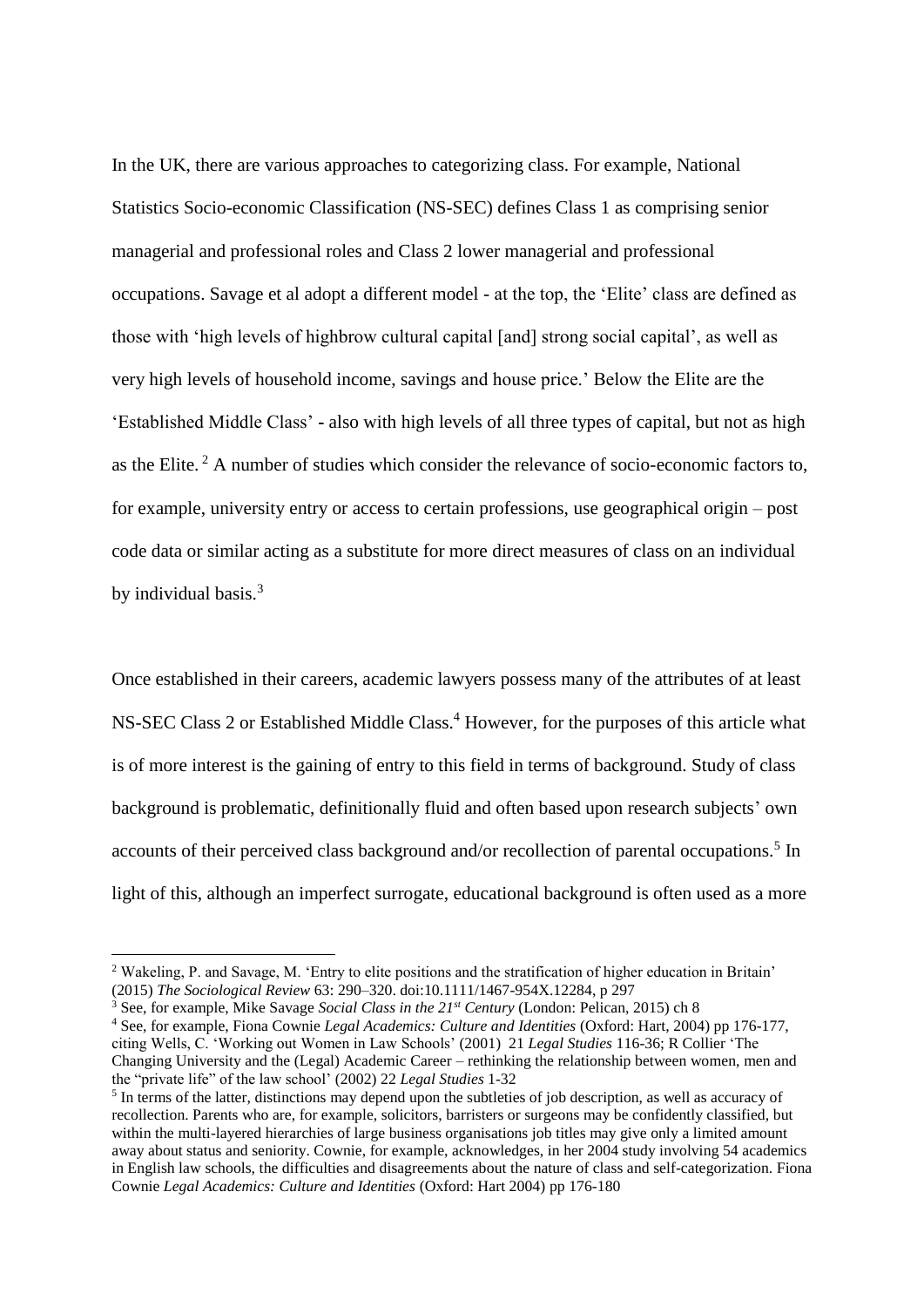In the UK, there are various approaches to categorizing class. For example, National Statistics Socio-economic Classification (NS-SEC) defines Class 1 as comprising senior managerial and professional roles and Class 2 lower managerial and professional occupations. Savage et al adopt a different model - at the top, the 'Elite' class are defined as those with 'high levels of highbrow cultural capital [and] strong social capital', as well as very high levels of household income, savings and house price.' Below the Elite are the 'Established Middle Class' - also with high levels of all three types of capital, but not as high as the Elite. [2] A number of studies which consider the relevance of socio-economic factors to, for example, university entry or access to certain professions, use geographical origin – post code data or similar acting as a substitute for more direct measures of class on an individual by individual basis.[3]

Once established in their careers, academic lawyers possess many of the attributes of at least NS-SEC Class 2 or Established Middle Class.[4] However, for the purposes of this article what is of more interest is the gaining of entry to this field in terms of background. Study of class background is problematic, definitionally fluid and often based upon research subjects' own accounts of their perceived class background and/or recollection of parental occupations.[5] In light of this, although an imperfect surrogate, educational background is often used as a more

---

[2] Wakeling, P. and Savage, M. 'Entry to elite positions and the stratification of higher education in Britain' (2015) *The Sociological Review* 63: 290–320. doi:10.1111/1467-954X.12284, p 297

[3] See, for example, Mike Savage *Social Class in the 21st Century* (London: Pelican, 2015) ch 8

[4] See, for example, Fiona Cownie *Legal Academics: Culture and Identities* (Oxford: Hart, 2004) pp 176-177, citing Wells, C. 'Working out Women in Law Schools' (2001) 21 *Legal Studies* 116-36; R Collier 'The Changing University and the (Legal) Academic Career – rethinking the relationship between women, men and the "private life" of the law school' (2002) 22 *Legal Studies* 1-32

[5] In terms of the latter, distinctions may depend upon the subtleties of job description, as well as accuracy of recollection. Parents who are, for example, solicitors, barristers or surgeons may be confidently classified, but within the multi-layered hierarchies of large business organisations job titles may give only a limited amount away about status and seniority. Cownie, for example, acknowledges, in her 2004 study involving 54 academics in English law schools, the difficulties and disagreements about the nature of class and self-categorization. Fiona Cownie *Legal Academics: Culture and Identities* (Oxford: Hart 2004) pp 176-180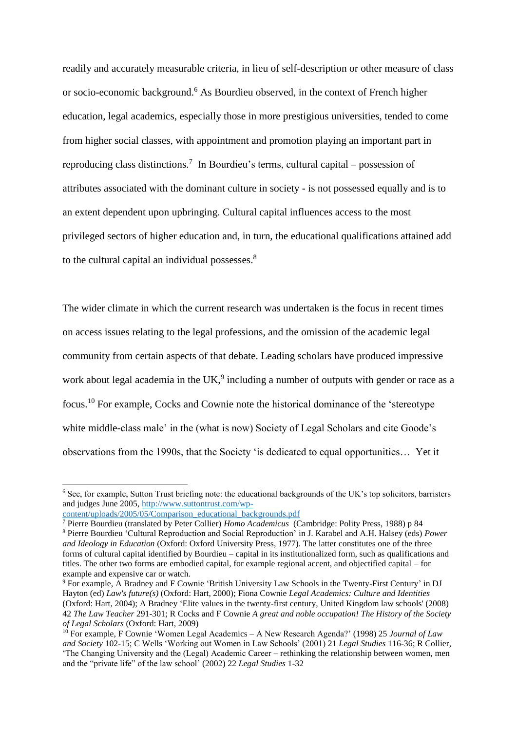readily and accurately measurable criteria, in lieu of self-description or other measure of class or socio-economic background.[6] As Bourdieu observed, in the context of French higher education, legal academics, especially those in more prestigious universities, tended to come from higher social classes, with appointment and promotion playing an important part in reproducing class distinctions.[7] In Bourdieu's terms, cultural capital – possession of attributes associated with the dominant culture in society - is not possessed equally and is to an extent dependent upon upbringing. Cultural capital influences access to the most privileged sectors of higher education and, in turn, the educational qualifications attained add to the cultural capital an individual possesses.[8]

The wider climate in which the current research was undertaken is the focus in recent times on access issues relating to the legal professions, and the omission of the academic legal community from certain aspects of that debate. Leading scholars have produced impressive work about legal academia in the UK,[9] including a number of outputs with gender or race as a focus.[10] For example, Cocks and Cownie note the historical dominance of the 'stereotype white middle-class male' in the (what is now) Society of Legal Scholars and cite Goode's observations from the 1990s, that the Society 'is dedicated to equal opportunities… Yet it

---

[6] See, for example, Sutton Trust briefing note: the educational backgrounds of the UK's top solicitors, barristers and judges June 2005, http://www.suttontrust.com/wp-content/uploads/2005/05/Comparison_educational_backgrounds.pdf

[7] Pierre Bourdieu (translated by Peter Collier) *Homo Academicus* (Cambridge: Polity Press, 1988) p 84

[8] Pierre Bourdieu 'Cultural Reproduction and Social Reproduction' in J. Karabel and A.H. Halsey (eds) *Power and Ideology in Education* (Oxford: Oxford University Press, 1977). The latter constitutes one of the three forms of cultural capital identified by Bourdieu – capital in its institutionalized form, such as qualifications and titles. The other two forms are embodied capital, for example regional accent, and objectified capital – for example and expensive car or watch.

[9] For example, A Bradney and F Cownie 'British University Law Schools in the Twenty-First Century' in DJ Hayton (ed) *Law's future(s)* (Oxford: Hart, 2000); Fiona Cownie *Legal Academics: Culture and Identities* (Oxford: Hart, 2004); A Bradney 'Elite values in the twenty-first century, United Kingdom law schools' (2008) 42 *The Law Teacher* 291-301; R Cocks and F Cownie *A great and noble occupation! The History of the Society of Legal Scholars* (Oxford: Hart, 2009)

[10] For example, F Cownie 'Women Legal Academics – A New Research Agenda?' (1998) 25 *Journal of Law and Society* 102-15; C Wells 'Working out Women in Law Schools' (2001) 21 *Legal Studies* 116-36; R Collier, 'The Changing University and the (Legal) Academic Career – rethinking the relationship between women, men and the "private life" of the law school' (2002) 22 *Legal Studies* 1-32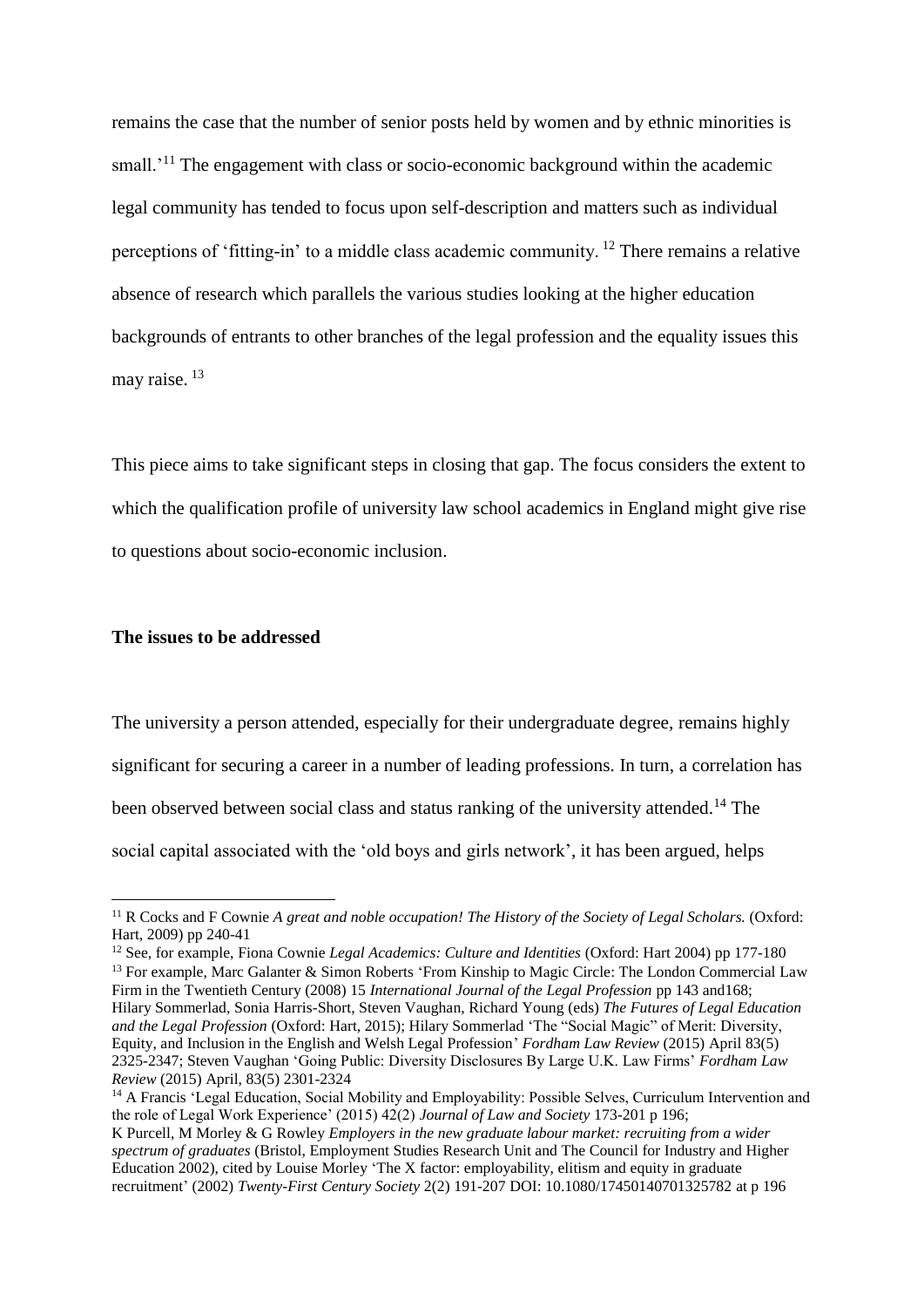remains the case that the number of senior posts held by women and by ethnic minorities is small.'[11] The engagement with class or socio-economic background within the academic legal community has tended to focus upon self-description and matters such as individual perceptions of 'fitting-in' to a middle class academic community. [12] There remains a relative absence of research which parallels the various studies looking at the higher education backgrounds of entrants to other branches of the legal profession and the equality issues this may raise. [13]

This piece aims to take significant steps in closing that gap. The focus considers the extent to which the qualification profile of university law school academics in England might give rise to questions about socio-economic inclusion.

**The issues to be addressed**

The university a person attended, especially for their undergraduate degree, remains highly significant for securing a career in a number of leading professions. In turn, a correlation has been observed between social class and status ranking of the university attended.[14] The social capital associated with the 'old boys and girls network', it has been argued, helps

---

[11] R Cocks and F Cownie *A great and noble occupation! The History of the Society of Legal Scholars.* (Oxford: Hart, 2009) pp 240-41

[12] See, for example, Fiona Cownie *Legal Academics: Culture and Identities* (Oxford: Hart 2004) pp 177-180

[13] For example, Marc Galanter & Simon Roberts 'From Kinship to Magic Circle: The London Commercial Law Firm in the Twentieth Century (2008) 15 *International Journal of the Legal Profession* pp 143 and168; Hilary Sommerlad, Sonia Harris-Short, Steven Vaughan, Richard Young (eds) *The Futures of Legal Education and the Legal Profession* (Oxford: Hart, 2015); Hilary Sommerlad 'The "Social Magic" of Merit: Diversity, Equity, and Inclusion in the English and Welsh Legal Profession' *Fordham Law Review* (2015) April 83(5) 2325-2347; Steven Vaughan 'Going Public: Diversity Disclosures By Large U.K. Law Firms' *Fordham Law Review* (2015) April, 83(5) 2301-2324

[14] A Francis 'Legal Education, Social Mobility and Employability: Possible Selves, Curriculum Intervention and the role of Legal Work Experience' (2015) 42(2) *Journal of Law and Society* 173-201 p 196; K Purcell, M Morley & G Rowley *Employers in the new graduate labour market: recruiting from a wider spectrum of graduates* (Bristol, Employment Studies Research Unit and The Council for Industry and Higher Education 2002), cited by Louise Morley 'The X factor: employability, elitism and equity in graduate recruitment' (2002) *Twenty-First Century Society* 2(2) 191-207 DOI: 10.1080/17450140701325782 at p 196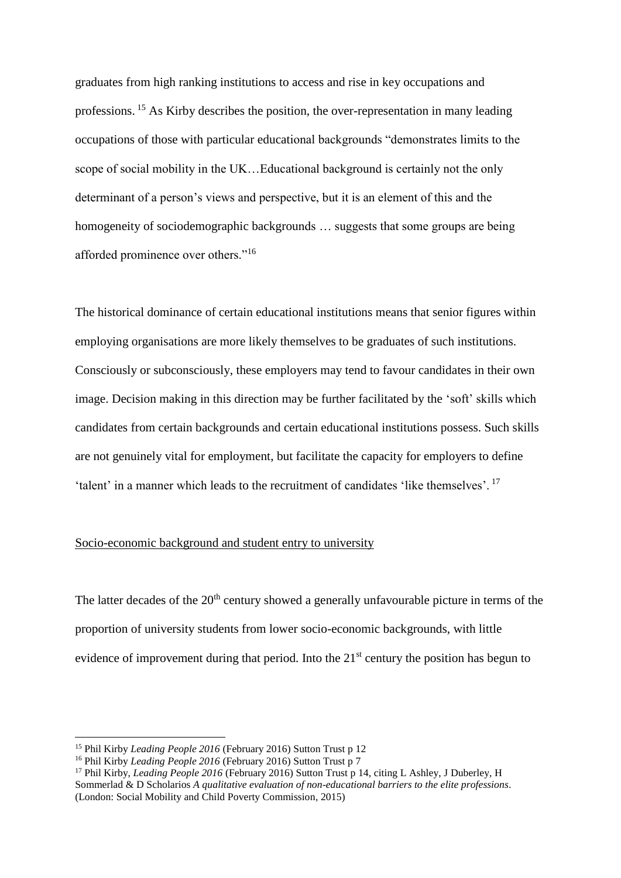graduates from high ranking institutions to access and rise in key occupations and professions.[15] As Kirby describes the position, the over-representation in many leading occupations of those with particular educational backgrounds "demonstrates limits to the scope of social mobility in the UK…Educational background is certainly not the only determinant of a person's views and perspective, but it is an element of this and the homogeneity of sociodemographic backgrounds … suggests that some groups are being afforded prominence over others."[16]

The historical dominance of certain educational institutions means that senior figures within employing organisations are more likely themselves to be graduates of such institutions. Consciously or subconsciously, these employers may tend to favour candidates in their own image. Decision making in this direction may be further facilitated by the 'soft' skills which candidates from certain backgrounds and certain educational institutions possess. Such skills are not genuinely vital for employment, but facilitate the capacity for employers to define 'talent' in a manner which leads to the recruitment of candidates 'like themselves'.[17]

<u>Socio-economic background and student entry to university</u>

The latter decades of the 20th century showed a generally unfavourable picture in terms of the proportion of university students from lower socio-economic backgrounds, with little evidence of improvement during that period. Into the 21st century the position has begun to

---

[15] Phil Kirby *Leading People 2016* (February 2016) Sutton Trust p 12

[16] Phil Kirby *Leading People 2016* (February 2016) Sutton Trust p 7

[17] Phil Kirby, *Leading People 2016* (February 2016) Sutton Trust p 14, citing L Ashley, J Duberley, H Sommerlad & D Scholarios *A qualitative evaluation of non-educational barriers to the elite professions*. (London: Social Mobility and Child Poverty Commission, 2015)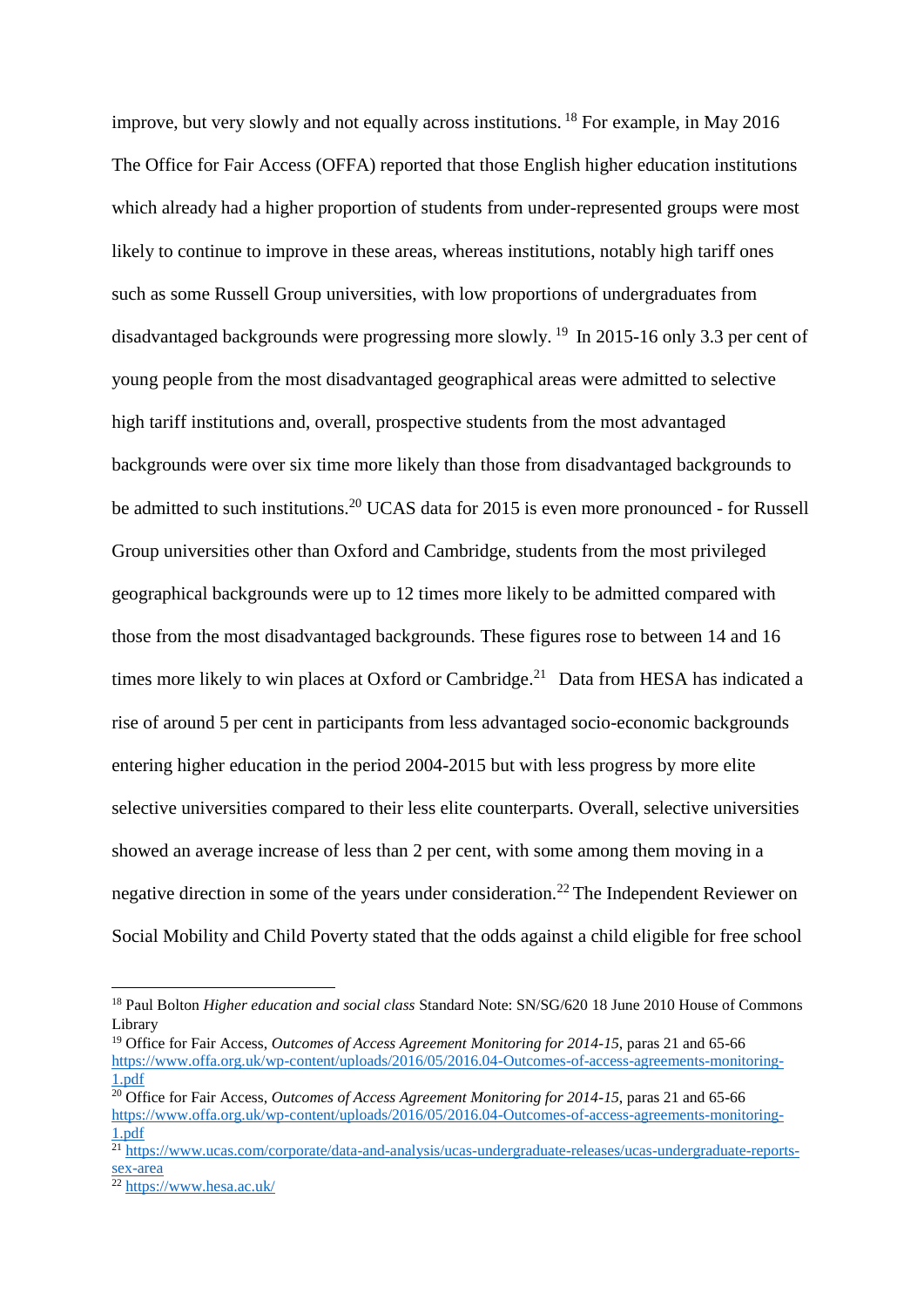improve, but very slowly and not equally across institutions. [18] For example, in May 2016 The Office for Fair Access (OFFA) reported that those English higher education institutions which already had a higher proportion of students from under-represented groups were most likely to continue to improve in these areas, whereas institutions, notably high tariff ones such as some Russell Group universities, with low proportions of undergraduates from disadvantaged backgrounds were progressing more slowly. [19] In 2015-16 only 3.3 per cent of young people from the most disadvantaged geographical areas were admitted to selective high tariff institutions and, overall, prospective students from the most advantaged backgrounds were over six time more likely than those from disadvantaged backgrounds to be admitted to such institutions.[20] UCAS data for 2015 is even more pronounced - for Russell Group universities other than Oxford and Cambridge, students from the most privileged geographical backgrounds were up to 12 times more likely to be admitted compared with those from the most disadvantaged backgrounds. These figures rose to between 14 and 16 times more likely to win places at Oxford or Cambridge.[21] Data from HESA has indicated a rise of around 5 per cent in participants from less advantaged socio-economic backgrounds entering higher education in the period 2004-2015 but with less progress by more elite selective universities compared to their less elite counterparts. Overall, selective universities showed an average increase of less than 2 per cent, with some among them moving in a negative direction in some of the years under consideration.[22] The Independent Reviewer on Social Mobility and Child Poverty stated that the odds against a child eligible for free school

---

[18] Paul Bolton *Higher education and social class* Standard Note: SN/SG/620 18 June 2010 House of Commons Library

[19] Office for Fair Access, *Outcomes of Access Agreement Monitoring for 2014-15*, paras 21 and 65-66 https://www.offa.org.uk/wp-content/uploads/2016/05/2016.04-Outcomes-of-access-agreements-monitoring-1.pdf

[20] Office for Fair Access, *Outcomes of Access Agreement Monitoring for 2014-15*, paras 21 and 65-66 https://www.offa.org.uk/wp-content/uploads/2016/05/2016.04-Outcomes-of-access-agreements-monitoring-1.pdf

[21] https://www.ucas.com/corporate/data-and-analysis/ucas-undergraduate-releases/ucas-undergraduate-reports-sex-area

[22] https://www.hesa.ac.uk/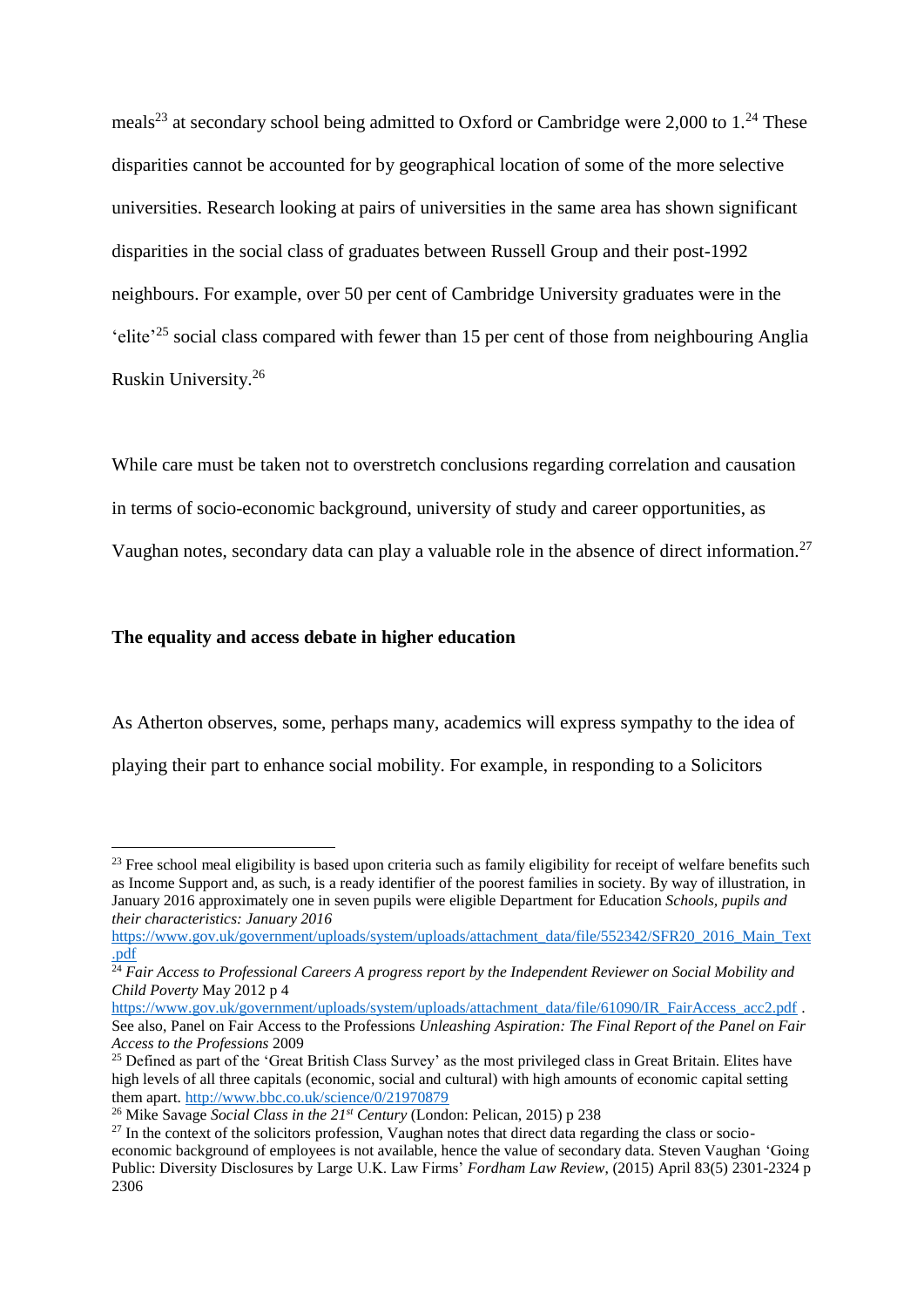meals[23] at secondary school being admitted to Oxford or Cambridge were 2,000 to 1.[24] These disparities cannot be accounted for by geographical location of some of the more selective universities. Research looking at pairs of universities in the same area has shown significant disparities in the social class of graduates between Russell Group and their post-1992 neighbours. For example, over 50 per cent of Cambridge University graduates were in the 'elite'[25] social class compared with fewer than 15 per cent of those from neighbouring Anglia Ruskin University.[26]

While care must be taken not to overstretch conclusions regarding correlation and causation in terms of socio-economic background, university of study and career opportunities, as Vaughan notes, secondary data can play a valuable role in the absence of direct information.[27]

**The equality and access debate in higher education**

As Atherton observes, some, perhaps many, academics will express sympathy to the idea of playing their part to enhance social mobility. For example, in responding to a Solicitors

---

[23] Free school meal eligibility is based upon criteria such as family eligibility for receipt of welfare benefits such as Income Support and, as such, is a ready identifier of the poorest families in society. By way of illustration, in January 2016 approximately one in seven pupils were eligible Department for Education *Schools, pupils and their characteristics: January 2016* https://www.gov.uk/government/uploads/system/uploads/attachment_data/file/552342/SFR20_2016_Main_Text.pdf

[24] *Fair Access to Professional Careers A progress report by the Independent Reviewer on Social Mobility and Child Poverty* May 2012 p 4 https://www.gov.uk/government/uploads/system/uploads/attachment_data/file/61090/IR_FairAccess_acc2.pdf . See also, Panel on Fair Access to the Professions *Unleashing Aspiration: The Final Report of the Panel on Fair Access to the Professions* 2009

[25] Defined as part of the 'Great British Class Survey' as the most privileged class in Great Britain. Elites have high levels of all three capitals (economic, social and cultural) with high amounts of economic capital setting them apart. http://www.bbc.co.uk/science/0/21970879

[26] Mike Savage *Social Class in the 21st Century* (London: Pelican, 2015) p 238

[27] In the context of the solicitors profession, Vaughan notes that direct data regarding the class or socio-economic background of employees is not available, hence the value of secondary data. Steven Vaughan 'Going Public: Diversity Disclosures by Large U.K. Law Firms' *Fordham Law Review*, (2015) April 83(5) 2301-2324 p 2306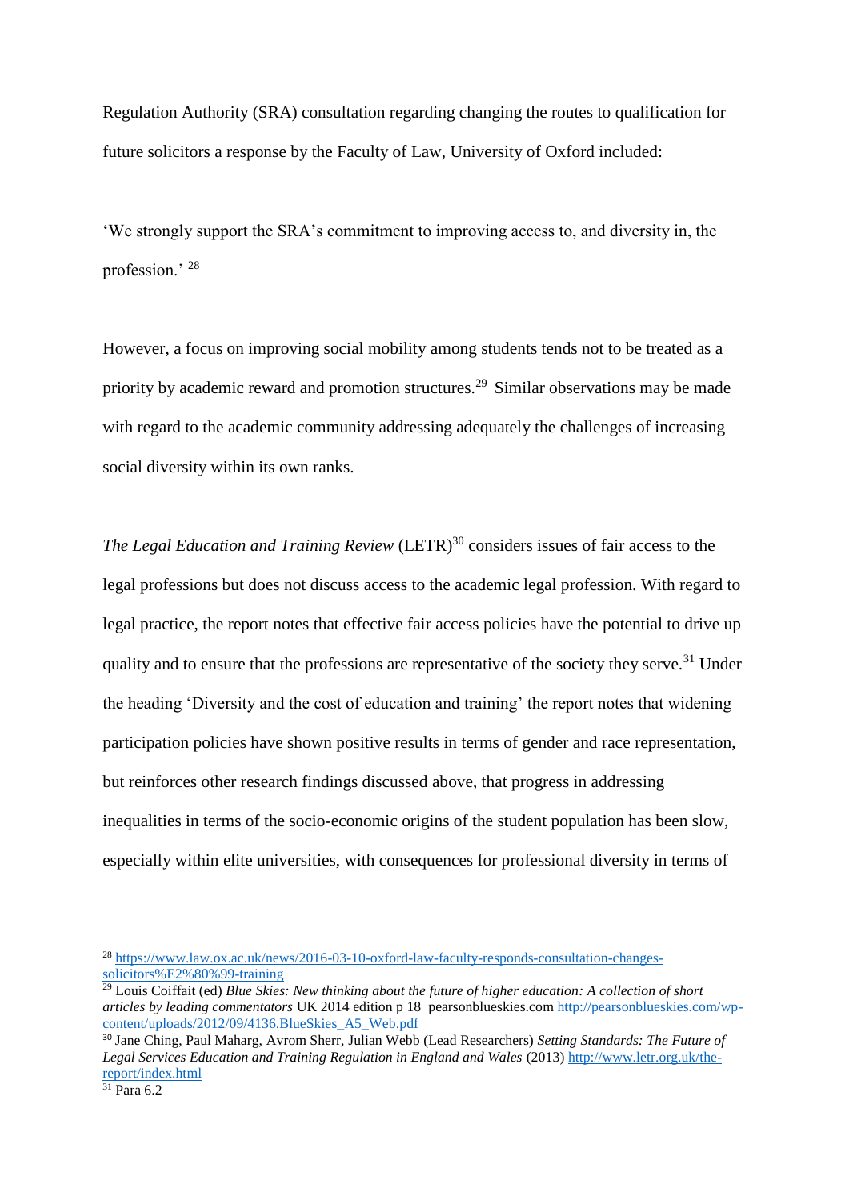Regulation Authority (SRA) consultation regarding changing the routes to qualification for future solicitors a response by the Faculty of Law, University of Oxford included:

'We strongly support the SRA's commitment to improving access to, and diversity in, the profession.' [28]

However, a focus on improving social mobility among students tends not to be treated as a priority by academic reward and promotion structures.[29] Similar observations may be made with regard to the academic community addressing adequately the challenges of increasing social diversity within its own ranks.

*The Legal Education and Training Review* (LETR)[30] considers issues of fair access to the legal professions but does not discuss access to the academic legal profession. With regard to legal practice, the report notes that effective fair access policies have the potential to drive up quality and to ensure that the professions are representative of the society they serve.[31] Under the heading 'Diversity and the cost of education and training' the report notes that widening participation policies have shown positive results in terms of gender and race representation, but reinforces other research findings discussed above, that progress in addressing inequalities in terms of the socio-economic origins of the student population has been slow, especially within elite universities, with consequences for professional diversity in terms of

---

[28] https://www.law.ox.ac.uk/news/2016-03-10-oxford-law-faculty-responds-consultation-changes-solicitors%E2%80%99-training

[29] Louis Coiffait (ed) *Blue Skies: New thinking about the future of higher education: A collection of short articles by leading commentators* UK 2014 edition p 18 pearsonblueskies.com http://pearsonblueskies.com/wp-content/uploads/2012/09/4136.BlueSkies_A5_Web.pdf

[30] Jane Ching, Paul Maharg, Avrom Sherr, Julian Webb (Lead Researchers) *Setting Standards: The Future of Legal Services Education and Training Regulation in England and Wales* (2013) http://www.letr.org.uk/the-report/index.html

[31] Para 6.2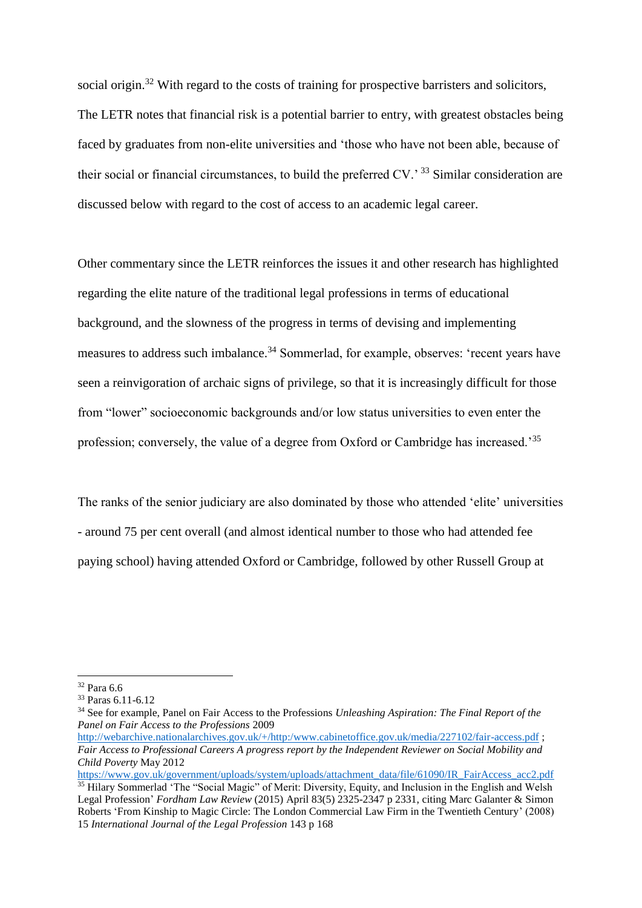social origin.[32] With regard to the costs of training for prospective barristers and solicitors, The LETR notes that financial risk is a potential barrier to entry, with greatest obstacles being faced by graduates from non-elite universities and 'those who have not been able, because of their social or financial circumstances, to build the preferred CV.' [33] Similar consideration are discussed below with regard to the cost of access to an academic legal career.

Other commentary since the LETR reinforces the issues it and other research has highlighted regarding the elite nature of the traditional legal professions in terms of educational background, and the slowness of the progress in terms of devising and implementing measures to address such imbalance.[34] Sommerlad, for example, observes: 'recent years have seen a reinvigoration of archaic signs of privilege, so that it is increasingly difficult for those from "lower" socioeconomic backgrounds and/or low status universities to even enter the profession; conversely, the value of a degree from Oxford or Cambridge has increased.'[35]

The ranks of the senior judiciary are also dominated by those who attended 'elite' universities - around 75 per cent overall (and almost identical number to those who had attended fee paying school) having attended Oxford or Cambridge, followed by other Russell Group at

---

[32] Para 6.6

[33] Paras 6.11-6.12

[34] See for example, Panel on Fair Access to the Professions *Unleashing Aspiration: The Final Report of the Panel on Fair Access to the Professions* 2009 http://webarchive.nationalarchives.gov.uk/+/http:/www.cabinetoffice.gov.uk/media/227102/fair-access.pdf ; *Fair Access to Professional Careers A progress report by the Independent Reviewer on Social Mobility and Child Poverty* May 2012 https://www.gov.uk/government/uploads/system/uploads/attachment_data/file/61090/IR_FairAccess_acc2.pdf

[35] Hilary Sommerlad 'The "Social Magic" of Merit: Diversity, Equity, and Inclusion in the English and Welsh Legal Profession' *Fordham Law Review* (2015) April 83(5) 2325-2347 p 2331, citing Marc Galanter & Simon Roberts 'From Kinship to Magic Circle: The London Commercial Law Firm in the Twentieth Century' (2008) 15 *International Journal of the Legal Profession* 143 p 168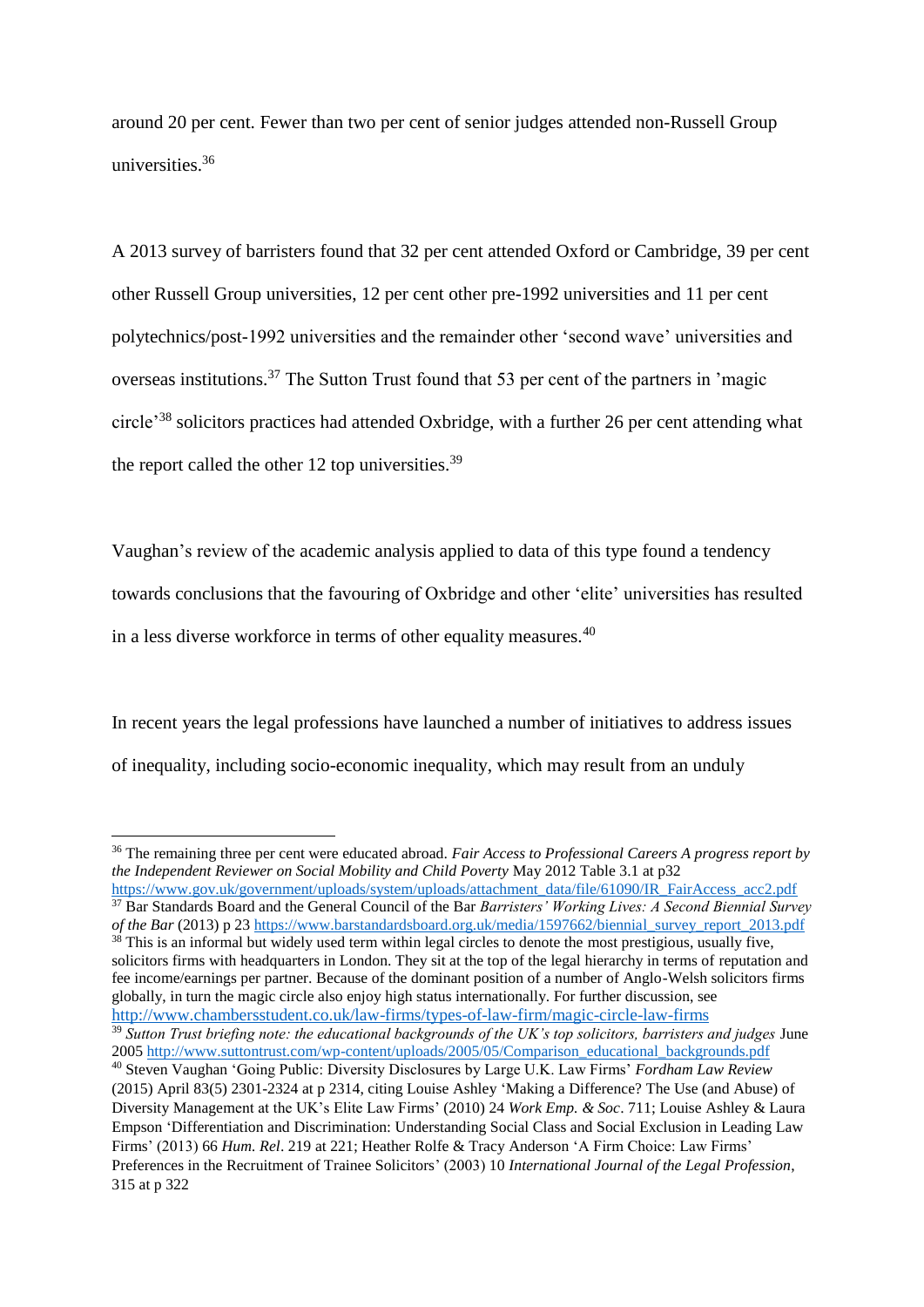around 20 per cent. Fewer than two per cent of senior judges attended non-Russell Group universities.[36]

A 2013 survey of barristers found that 32 per cent attended Oxford or Cambridge, 39 per cent other Russell Group universities, 12 per cent other pre-1992 universities and 11 per cent polytechnics/post-1992 universities and the remainder other 'second wave' universities and overseas institutions.[37] The Sutton Trust found that 53 per cent of the partners in 'magic circle'[38] solicitors practices had attended Oxbridge, with a further 26 per cent attending what the report called the other 12 top universities.[39]

Vaughan's review of the academic analysis applied to data of this type found a tendency towards conclusions that the favouring of Oxbridge and other 'elite' universities has resulted in a less diverse workforce in terms of other equality measures.[40]

In recent years the legal professions have launched a number of initiatives to address issues of inequality, including socio-economic inequality, which may result from an unduly

---

[36] The remaining three per cent were educated abroad. *Fair Access to Professional Careers A progress report by the Independent Reviewer on Social Mobility and Child Poverty* May 2012 Table 3.1 at p32 https://www.gov.uk/government/uploads/system/uploads/attachment_data/file/61090/IR_FairAccess_acc2.pdf

[37] Bar Standards Board and the General Council of the Bar *Barristers' Working Lives: A Second Biennial Survey of the Bar* (2013) p 23 https://www.barstandardsboard.org.uk/media/1597662/biennial_survey_report_2013.pdf

[38] This is an informal but widely used term within legal circles to denote the most prestigious, usually five, solicitors firms with headquarters in London. They sit at the top of the legal hierarchy in terms of reputation and fee income/earnings per partner. Because of the dominant position of a number of Anglo-Welsh solicitors firms globally, in turn the magic circle also enjoy high status internationally. For further discussion, see http://www.chambersstudent.co.uk/law-firms/types-of-law-firm/magic-circle-law-firms

[39] *Sutton Trust briefing note: the educational backgrounds of the UK's top solicitors, barristers and judges* June 2005 http://www.suttontrust.com/wp-content/uploads/2005/05/Comparison_educational_backgrounds.pdf

[40] Steven Vaughan 'Going Public: Diversity Disclosures by Large U.K. Law Firms' *Fordham Law Review* (2015) April 83(5) 2301-2324 at p 2314, citing Louise Ashley 'Making a Difference? The Use (and Abuse) of Diversity Management at the UK's Elite Law Firms' (2010) 24 *Work Emp. & Soc*. 711; Louise Ashley & Laura Empson 'Differentiation and Discrimination: Understanding Social Class and Social Exclusion in Leading Law Firms' (2013) 66 *Hum. Rel*. 219 at 221; Heather Rolfe & Tracy Anderson 'A Firm Choice: Law Firms' Preferences in the Recruitment of Trainee Solicitors' (2003) 10 *International Journal of the Legal Profession*, 315 at p 322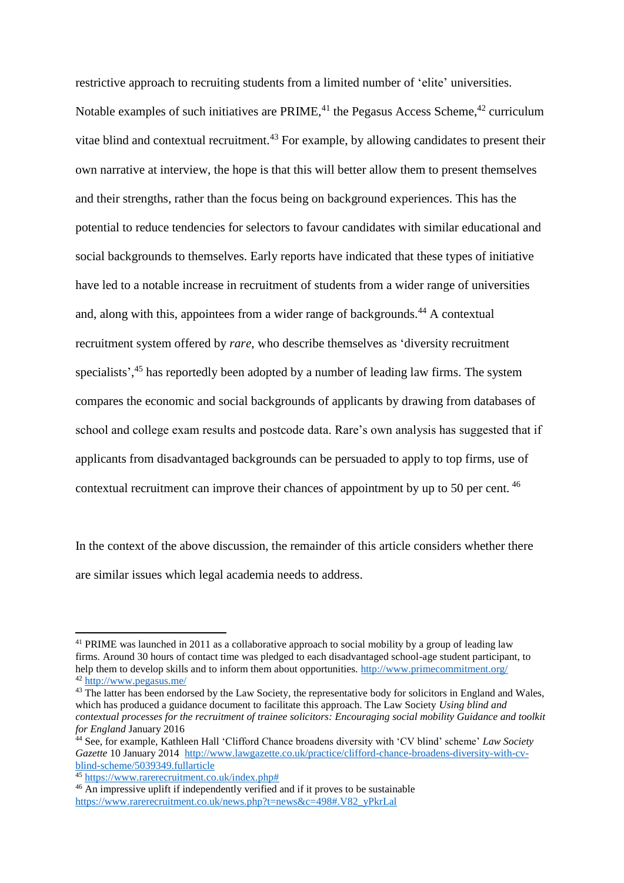restrictive approach to recruiting students from a limited number of 'elite' universities. Notable examples of such initiatives are PRIME,[41] the Pegasus Access Scheme,[42] curriculum vitae blind and contextual recruitment.[43] For example, by allowing candidates to present their own narrative at interview, the hope is that this will better allow them to present themselves and their strengths, rather than the focus being on background experiences. This has the potential to reduce tendencies for selectors to favour candidates with similar educational and social backgrounds to themselves. Early reports have indicated that these types of initiative have led to a notable increase in recruitment of students from a wider range of universities and, along with this, appointees from a wider range of backgrounds.[44] A contextual recruitment system offered by *rare*, who describe themselves as 'diversity recruitment specialists',[45] has reportedly been adopted by a number of leading law firms. The system compares the economic and social backgrounds of applicants by drawing from databases of school and college exam results and postcode data. Rare's own analysis has suggested that if applicants from disadvantaged backgrounds can be persuaded to apply to top firms, use of contextual recruitment can improve their chances of appointment by up to 50 per cent. [46]

In the context of the above discussion, the remainder of this article considers whether there are similar issues which legal academia needs to address.

---

[41] PRIME was launched in 2011 as a collaborative approach to social mobility by a group of leading law firms. Around 30 hours of contact time was pledged to each disadvantaged school-age student participant, to help them to develop skills and to inform them about opportunities. http://www.primecommitment.org/

[42] http://www.pegasus.me/

[43] The latter has been endorsed by the Law Society, the representative body for solicitors in England and Wales, which has produced a guidance document to facilitate this approach. The Law Society *Using blind and contextual processes for the recruitment of trainee solicitors: Encouraging social mobility Guidance and toolkit for England* January 2016

[44] See, for example, Kathleen Hall 'Clifford Chance broadens diversity with 'CV blind' scheme' *Law Society Gazette* 10 January 2014 http://www.lawgazette.co.uk/practice/clifford-chance-broadens-diversity-with-cv-blind-scheme/5039349.fullarticle

[45] https://www.rarerecruitment.co.uk/index.php#

[46] An impressive uplift if independently verified and if it proves to be sustainable https://www.rarerecruitment.co.uk/news.php?t=news&c=498#.V82_yPkrLal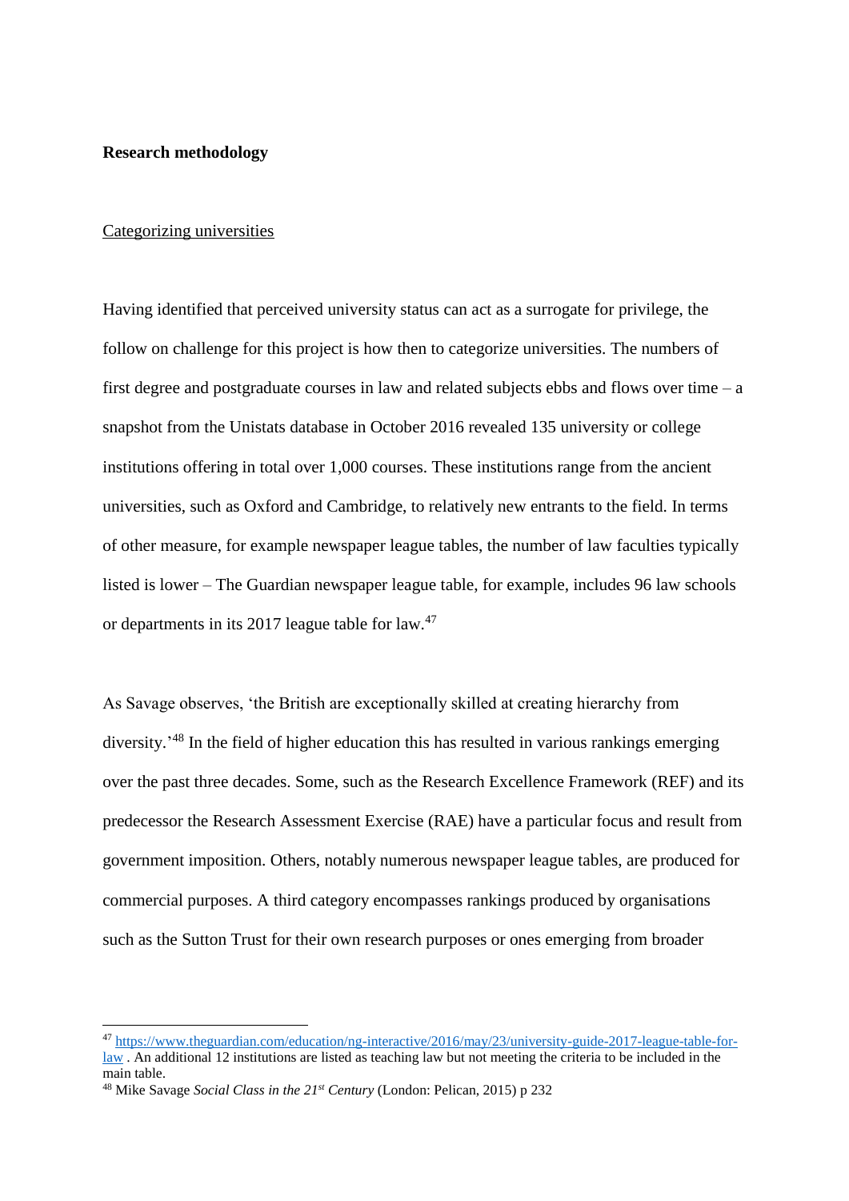**Research methodology**

Categorizing universities

Having identified that perceived university status can act as a surrogate for privilege, the follow on challenge for this project is how then to categorize universities. The numbers of first degree and postgraduate courses in law and related subjects ebbs and flows over time – a snapshot from the Unistats database in October 2016 revealed 135 university or college institutions offering in total over 1,000 courses. These institutions range from the ancient universities, such as Oxford and Cambridge, to relatively new entrants to the field. In terms of other measure, for example newspaper league tables, the number of law faculties typically listed is lower – The Guardian newspaper league table, for example, includes 96 law schools or departments in its 2017 league table for law.[47]

As Savage observes, 'the British are exceptionally skilled at creating hierarchy from diversity.'[48] In the field of higher education this has resulted in various rankings emerging over the past three decades. Some, such as the Research Excellence Framework (REF) and its predecessor the Research Assessment Exercise (RAE) have a particular focus and result from government imposition. Others, notably numerous newspaper league tables, are produced for commercial purposes. A third category encompasses rankings produced by organisations such as the Sutton Trust for their own research purposes or ones emerging from broader

---

[47] https://www.theguardian.com/education/ng-interactive/2016/may/23/university-guide-2017-league-table-for-law . An additional 12 institutions are listed as teaching law but not meeting the criteria to be included in the main table.

[48] Mike Savage *Social Class in the 21st Century* (London: Pelican, 2015) p 232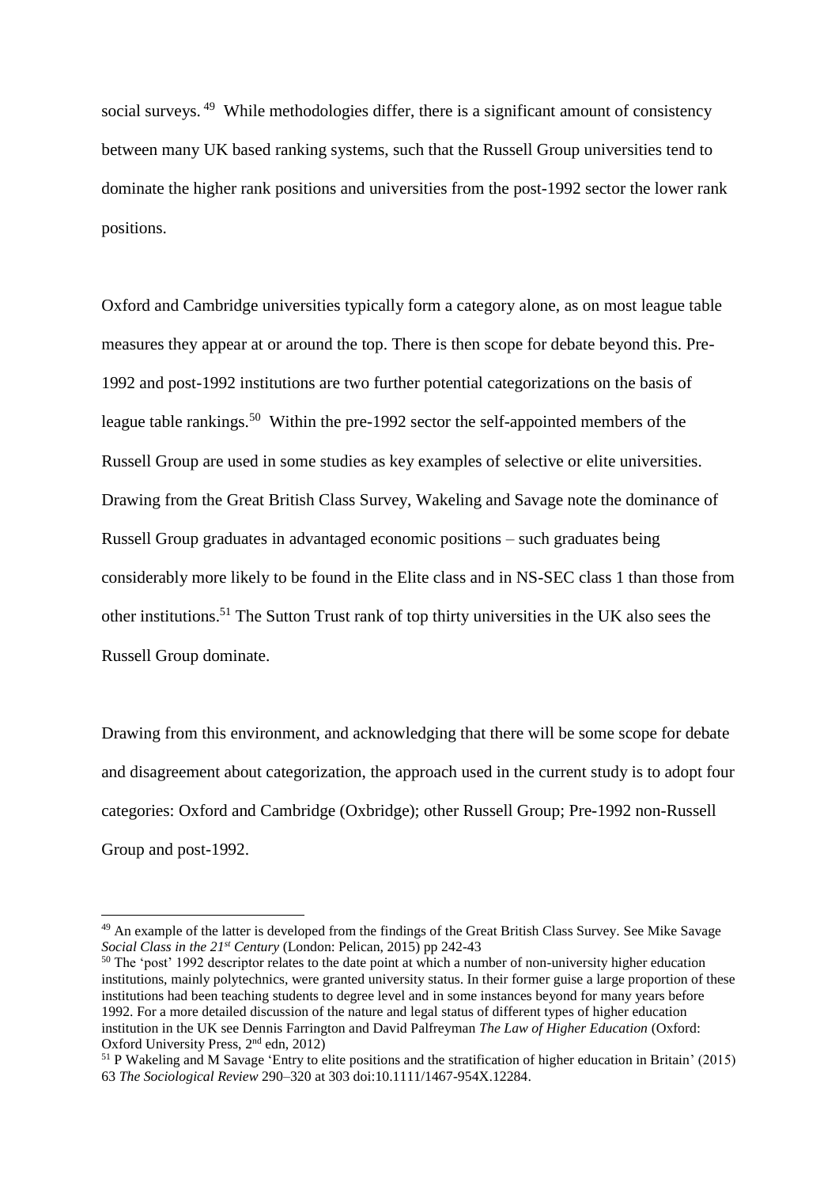social surveys. [49] While methodologies differ, there is a significant amount of consistency between many UK based ranking systems, such that the Russell Group universities tend to dominate the higher rank positions and universities from the post-1992 sector the lower rank positions.

Oxford and Cambridge universities typically form a category alone, as on most league table measures they appear at or around the top. There is then scope for debate beyond this. Pre-1992 and post-1992 institutions are two further potential categorizations on the basis of league table rankings.[50] Within the pre-1992 sector the self-appointed members of the Russell Group are used in some studies as key examples of selective or elite universities. Drawing from the Great British Class Survey, Wakeling and Savage note the dominance of Russell Group graduates in advantaged economic positions – such graduates being considerably more likely to be found in the Elite class and in NS-SEC class 1 than those from other institutions.[51] The Sutton Trust rank of top thirty universities in the UK also sees the Russell Group dominate.

Drawing from this environment, and acknowledging that there will be some scope for debate and disagreement about categorization, the approach used in the current study is to adopt four categories: Oxford and Cambridge (Oxbridge); other Russell Group; Pre-1992 non-Russell Group and post-1992.

---

[49] An example of the latter is developed from the findings of the Great British Class Survey. See Mike Savage *Social Class in the 21st Century* (London: Pelican, 2015) pp 242-43

[50] The 'post' 1992 descriptor relates to the date point at which a number of non-university higher education institutions, mainly polytechnics, were granted university status. In their former guise a large proportion of these institutions had been teaching students to degree level and in some instances beyond for many years before 1992. For a more detailed discussion of the nature and legal status of different types of higher education institution in the UK see Dennis Farrington and David Palfreyman *The Law of Higher Education* (Oxford: Oxford University Press, 2nd edn, 2012)

[51] P Wakeling and M Savage 'Entry to elite positions and the stratification of higher education in Britain' (2015) 63 *The Sociological Review* 290–320 at 303 doi:10.1111/1467-954X.12284.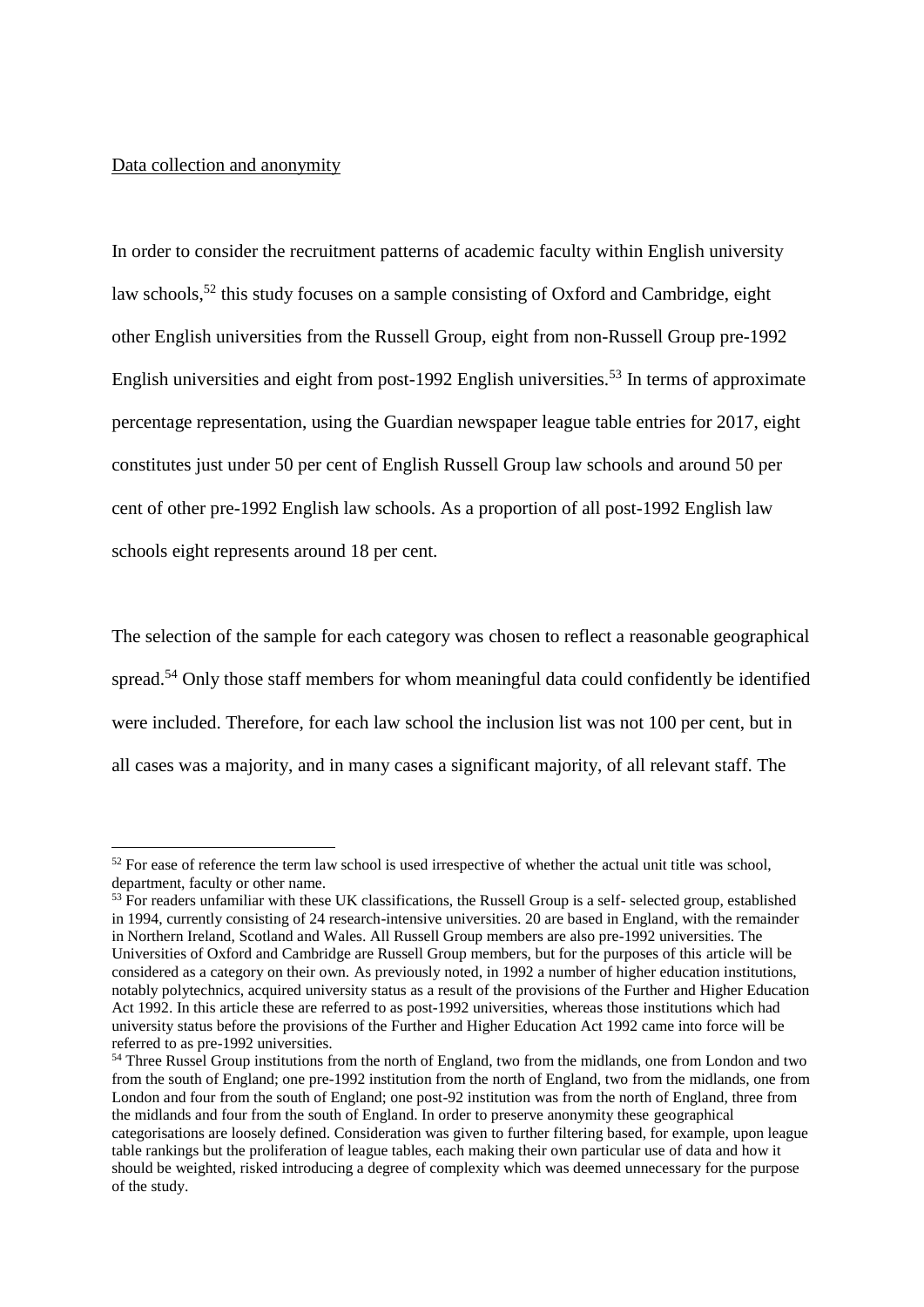Data collection and anonymity

In order to consider the recruitment patterns of academic faculty within English university law schools,[52] this study focuses on a sample consisting of Oxford and Cambridge, eight other English universities from the Russell Group, eight from non-Russell Group pre-1992 English universities and eight from post-1992 English universities.[53] In terms of approximate percentage representation, using the Guardian newspaper league table entries for 2017, eight constitutes just under 50 per cent of English Russell Group law schools and around 50 per cent of other pre-1992 English law schools. As a proportion of all post-1992 English law schools eight represents around 18 per cent.

The selection of the sample for each category was chosen to reflect a reasonable geographical spread.[54] Only those staff members for whom meaningful data could confidently be identified were included. Therefore, for each law school the inclusion list was not 100 per cent, but in all cases was a majority, and in many cases a significant majority, of all relevant staff. The

---

[52] For ease of reference the term law school is used irrespective of whether the actual unit title was school, department, faculty or other name.

[53] For readers unfamiliar with these UK classifications, the Russell Group is a self- selected group, established in 1994, currently consisting of 24 research-intensive universities. 20 are based in England, with the remainder in Northern Ireland, Scotland and Wales. All Russell Group members are also pre-1992 universities. The Universities of Oxford and Cambridge are Russell Group members, but for the purposes of this article will be considered as a category on their own. As previously noted, in 1992 a number of higher education institutions, notably polytechnics, acquired university status as a result of the provisions of the Further and Higher Education Act 1992. In this article these are referred to as post-1992 universities, whereas those institutions which had university status before the provisions of the Further and Higher Education Act 1992 came into force will be referred to as pre-1992 universities.

[54] Three Russel Group institutions from the north of England, two from the midlands, one from London and two from the south of England; one pre-1992 institution from the north of England, two from the midlands, one from London and four from the south of England; one post-92 institution was from the north of England, three from the midlands and four from the south of England. In order to preserve anonymity these geographical categorisations are loosely defined. Consideration was given to further filtering based, for example, upon league table rankings but the proliferation of league tables, each making their own particular use of data and how it should be weighted, risked introducing a degree of complexity which was deemed unnecessary for the purpose of the study.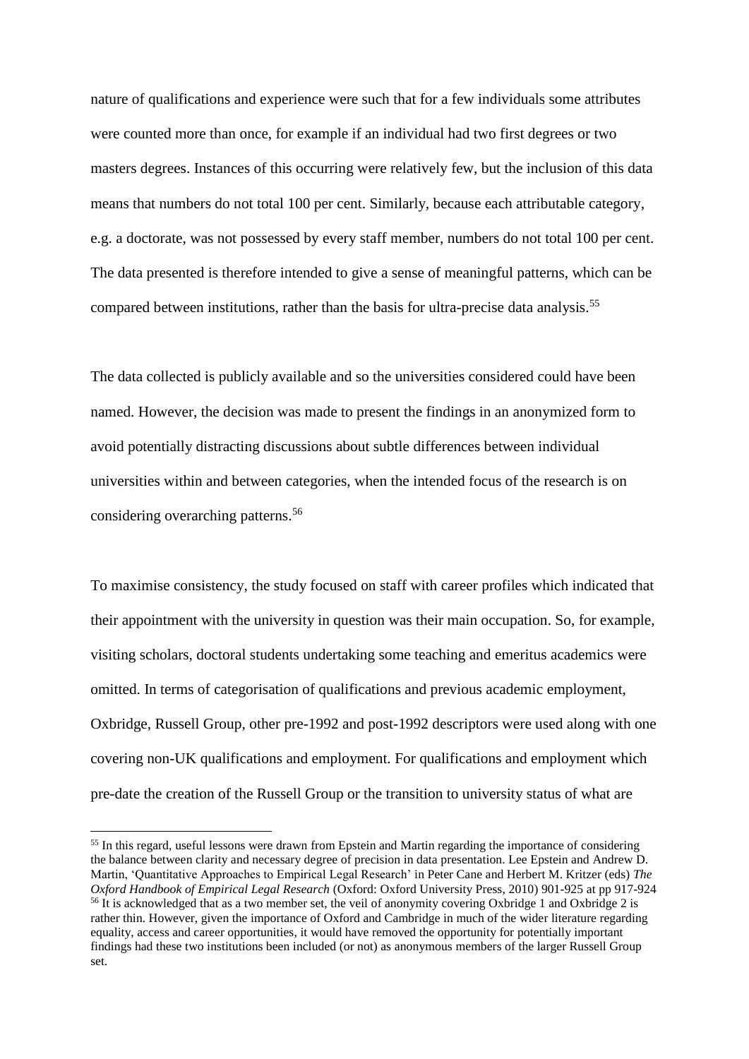nature of qualifications and experience were such that for a few individuals some attributes were counted more than once, for example if an individual had two first degrees or two masters degrees. Instances of this occurring were relatively few, but the inclusion of this data means that numbers do not total 100 per cent. Similarly, because each attributable category, e.g. a doctorate, was not possessed by every staff member, numbers do not total 100 per cent. The data presented is therefore intended to give a sense of meaningful patterns, which can be compared between institutions, rather than the basis for ultra-precise data analysis.[55]

The data collected is publicly available and so the universities considered could have been named. However, the decision was made to present the findings in an anonymized form to avoid potentially distracting discussions about subtle differences between individual universities within and between categories, when the intended focus of the research is on considering overarching patterns.[56]

To maximise consistency, the study focused on staff with career profiles which indicated that their appointment with the university in question was their main occupation. So, for example, visiting scholars, doctoral students undertaking some teaching and emeritus academics were omitted. In terms of categorisation of qualifications and previous academic employment, Oxbridge, Russell Group, other pre-1992 and post-1992 descriptors were used along with one covering non-UK qualifications and employment. For qualifications and employment which pre-date the creation of the Russell Group or the transition to university status of what are

---

[55] In this regard, useful lessons were drawn from Epstein and Martin regarding the importance of considering the balance between clarity and necessary degree of precision in data presentation. Lee Epstein and Andrew D. Martin, 'Quantitative Approaches to Empirical Legal Research' in Peter Cane and Herbert M. Kritzer (eds) *The Oxford Handbook of Empirical Legal Research* (Oxford: Oxford University Press, 2010) 901-925 at pp 917-924

[56] It is acknowledged that as a two member set, the veil of anonymity covering Oxbridge 1 and Oxbridge 2 is rather thin. However, given the importance of Oxford and Cambridge in much of the wider literature regarding equality, access and career opportunities, it would have removed the opportunity for potentially important findings had these two institutions been included (or not) as anonymous members of the larger Russell Group set.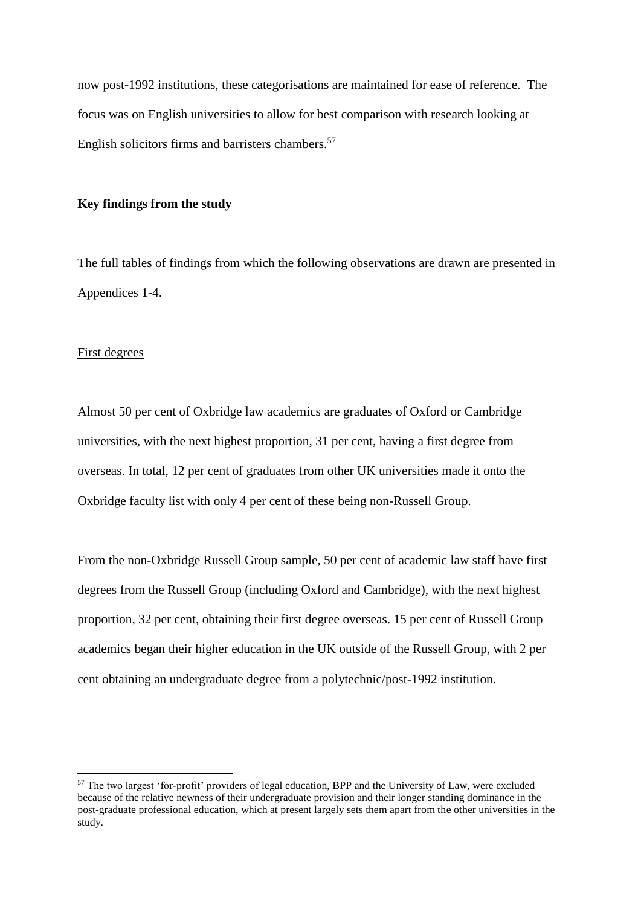now post-1992 institutions, these categorisations are maintained for ease of reference. The focus was on English universities to allow for best comparison with research looking at English solicitors firms and barristers chambers.[57]

**Key findings from the study**

The full tables of findings from which the following observations are drawn are presented in Appendices 1-4.

First degrees

Almost 50 per cent of Oxbridge law academics are graduates of Oxford or Cambridge universities, with the next highest proportion, 31 per cent, having a first degree from overseas. In total, 12 per cent of graduates from other UK universities made it onto the Oxbridge faculty list with only 4 per cent of these being non-Russell Group.

From the non-Oxbridge Russell Group sample, 50 per cent of academic law staff have first degrees from the Russell Group (including Oxford and Cambridge), with the next highest proportion, 32 per cent, obtaining their first degree overseas. 15 per cent of Russell Group academics began their higher education in the UK outside of the Russell Group, with 2 per cent obtaining an undergraduate degree from a polytechnic/post-1992 institution.

[57] The two largest 'for-profit' providers of legal education, BPP and the University of Law, were excluded because of the relative newness of their undergraduate provision and their longer standing dominance in the post-graduate professional education, which at present largely sets them apart from the other universities in the study.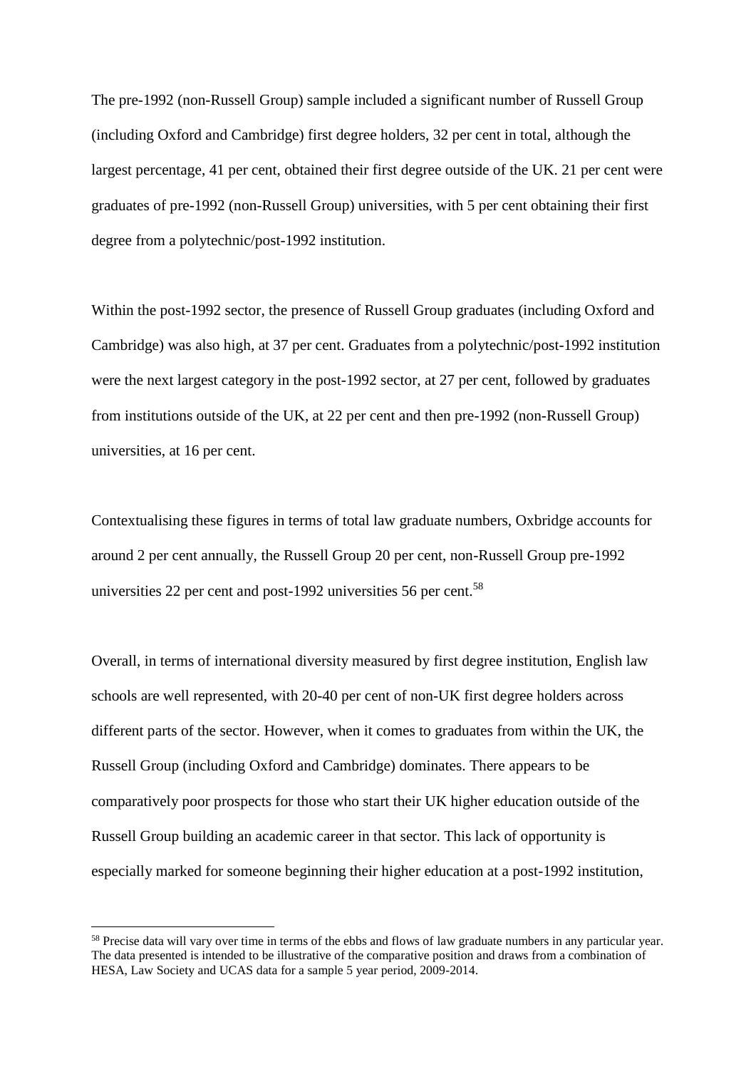The pre-1992 (non-Russell Group) sample included a significant number of Russell Group (including Oxford and Cambridge) first degree holders, 32 per cent in total, although the largest percentage, 41 per cent, obtained their first degree outside of the UK. 21 per cent were graduates of pre-1992 (non-Russell Group) universities, with 5 per cent obtaining their first degree from a polytechnic/post-1992 institution.

Within the post-1992 sector, the presence of Russell Group graduates (including Oxford and Cambridge) was also high, at 37 per cent. Graduates from a polytechnic/post-1992 institution were the next largest category in the post-1992 sector, at 27 per cent, followed by graduates from institutions outside of the UK, at 22 per cent and then pre-1992 (non-Russell Group) universities, at 16 per cent.

Contextualising these figures in terms of total law graduate numbers, Oxbridge accounts for around 2 per cent annually, the Russell Group 20 per cent, non-Russell Group pre-1992 universities 22 per cent and post-1992 universities 56 per cent.[58]

Overall, in terms of international diversity measured by first degree institution, English law schools are well represented, with 20-40 per cent of non-UK first degree holders across different parts of the sector. However, when it comes to graduates from within the UK, the Russell Group (including Oxford and Cambridge) dominates. There appears to be comparatively poor prospects for those who start their UK higher education outside of the Russell Group building an academic career in that sector. This lack of opportunity is especially marked for someone beginning their higher education at a post-1992 institution,

[58] Precise data will vary over time in terms of the ebbs and flows of law graduate numbers in any particular year. The data presented is intended to be illustrative of the comparative position and draws from a combination of HESA, Law Society and UCAS data for a sample 5 year period, 2009-2014.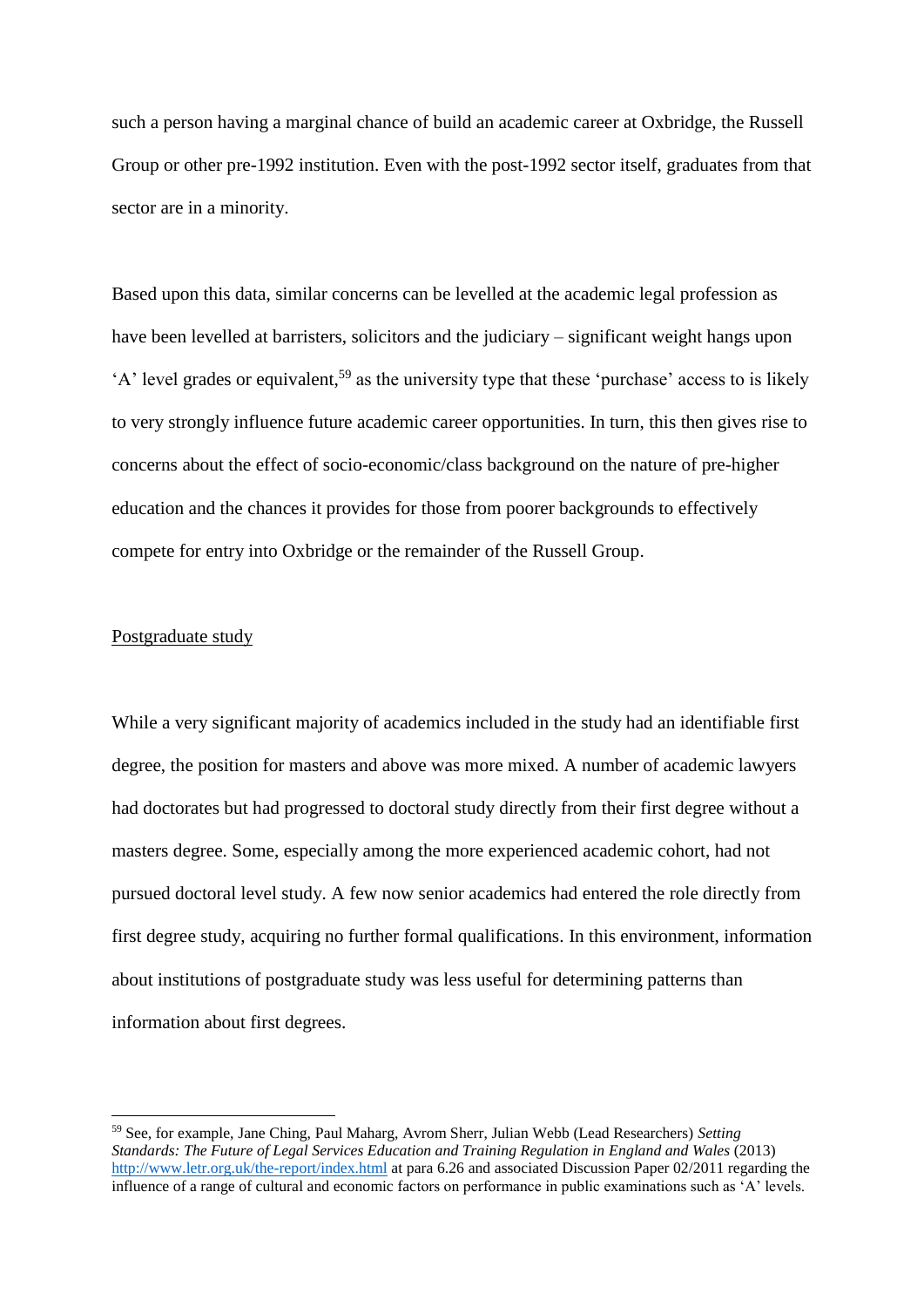such a person having a marginal chance of build an academic career at Oxbridge, the Russell Group or other pre-1992 institution. Even with the post-1992 sector itself, graduates from that sector are in a minority.

Based upon this data, similar concerns can be levelled at the academic legal profession as have been levelled at barristers, solicitors and the judiciary – significant weight hangs upon 'A' level grades or equivalent,[59] as the university type that these 'purchase' access to is likely to very strongly influence future academic career opportunities. In turn, this then gives rise to concerns about the effect of socio-economic/class background on the nature of pre-higher education and the chances it provides for those from poorer backgrounds to effectively compete for entry into Oxbridge or the remainder of the Russell Group.

<u>Postgraduate study</u>

While a very significant majority of academics included in the study had an identifiable first degree, the position for masters and above was more mixed. A number of academic lawyers had doctorates but had progressed to doctoral study directly from their first degree without a masters degree. Some, especially among the more experienced academic cohort, had not pursued doctoral level study. A few now senior academics had entered the role directly from first degree study, acquiring no further formal qualifications. In this environment, information about institutions of postgraduate study was less useful for determining patterns than information about first degrees.

---

[59] See, for example, Jane Ching, Paul Maharg, Avrom Sherr, Julian Webb (Lead Researchers) *Setting Standards: The Future of Legal Services Education and Training Regulation in England and Wales* (2013) http://www.letr.org.uk/the-report/index.html at para 6.26 and associated Discussion Paper 02/2011 regarding the influence of a range of cultural and economic factors on performance in public examinations such as 'A' levels.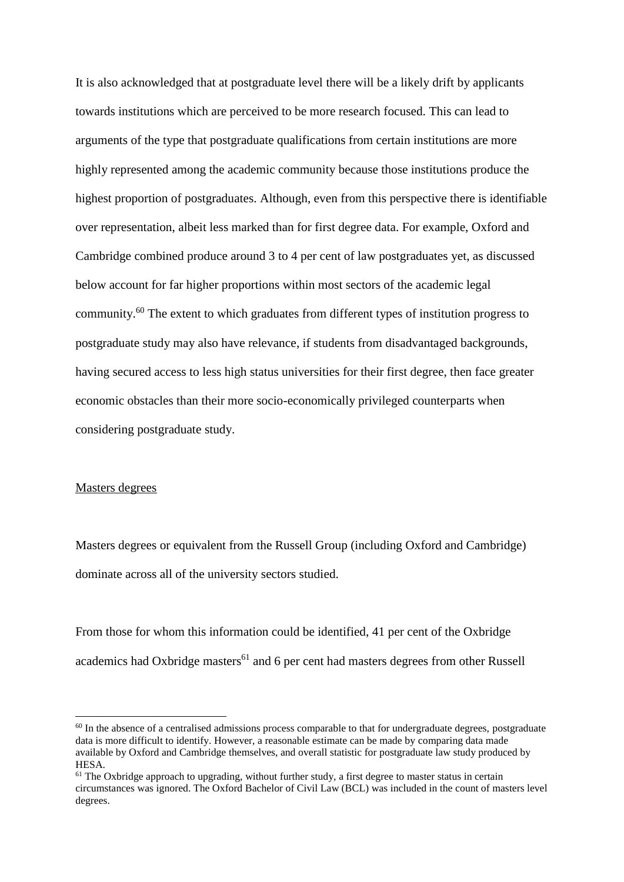It is also acknowledged that at postgraduate level there will be a likely drift by applicants towards institutions which are perceived to be more research focused. This can lead to arguments of the type that postgraduate qualifications from certain institutions are more highly represented among the academic community because those institutions produce the highest proportion of postgraduates. Although, even from this perspective there is identifiable over representation, albeit less marked than for first degree data. For example, Oxford and Cambridge combined produce around 3 to 4 per cent of law postgraduates yet, as discussed below account for far higher proportions within most sectors of the academic legal community.[60] The extent to which graduates from different types of institution progress to postgraduate study may also have relevance, if students from disadvantaged backgrounds, having secured access to less high status universities for their first degree, then face greater economic obstacles than their more socio-economically privileged counterparts when considering postgraduate study.

<u>Masters degrees</u>

Masters degrees or equivalent from the Russell Group (including Oxford and Cambridge) dominate across all of the university sectors studied.

From those for whom this information could be identified, 41 per cent of the Oxbridge academics had Oxbridge masters[61] and 6 per cent had masters degrees from other Russell

---

[60] In the absence of a centralised admissions process comparable to that for undergraduate degrees, postgraduate data is more difficult to identify. However, a reasonable estimate can be made by comparing data made available by Oxford and Cambridge themselves, and overall statistic for postgraduate law study produced by HESA.

[61] The Oxbridge approach to upgrading, without further study, a first degree to master status in certain circumstances was ignored. The Oxford Bachelor of Civil Law (BCL) was included in the count of masters level degrees.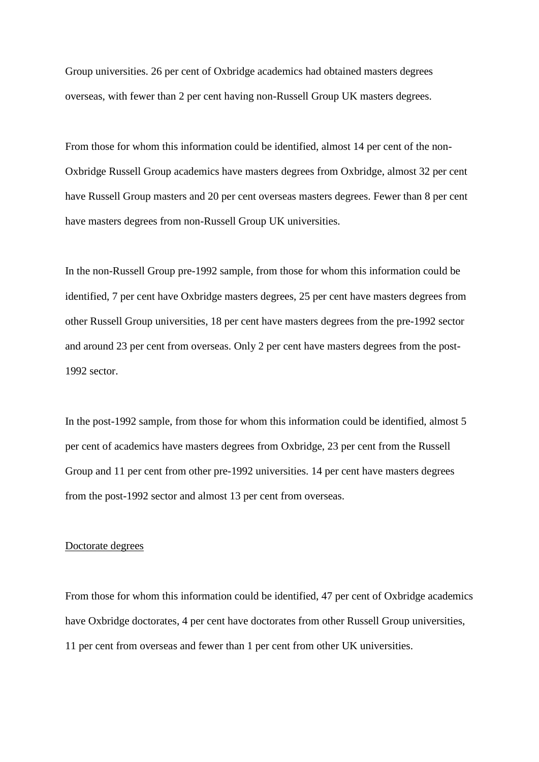Group universities. 26 per cent of Oxbridge academics had obtained masters degrees overseas, with fewer than 2 per cent having non-Russell Group UK masters degrees.

From those for whom this information could be identified, almost 14 per cent of the non-Oxbridge Russell Group academics have masters degrees from Oxbridge, almost 32 per cent have Russell Group masters and 20 per cent overseas masters degrees. Fewer than 8 per cent have masters degrees from non-Russell Group UK universities.

In the non-Russell Group pre-1992 sample, from those for whom this information could be identified, 7 per cent have Oxbridge masters degrees, 25 per cent have masters degrees from other Russell Group universities, 18 per cent have masters degrees from the pre-1992 sector and around 23 per cent from overseas. Only 2 per cent have masters degrees from the post-1992 sector.

In the post-1992 sample, from those for whom this information could be identified, almost 5 per cent of academics have masters degrees from Oxbridge, 23 per cent from the Russell Group and 11 per cent from other pre-1992 universities. 14 per cent have masters degrees from the post-1992 sector and almost 13 per cent from overseas.

<u>Doctorate degrees</u>

From those for whom this information could be identified, 47 per cent of Oxbridge academics have Oxbridge doctorates, 4 per cent have doctorates from other Russell Group universities, 11 per cent from overseas and fewer than 1 per cent from other UK universities.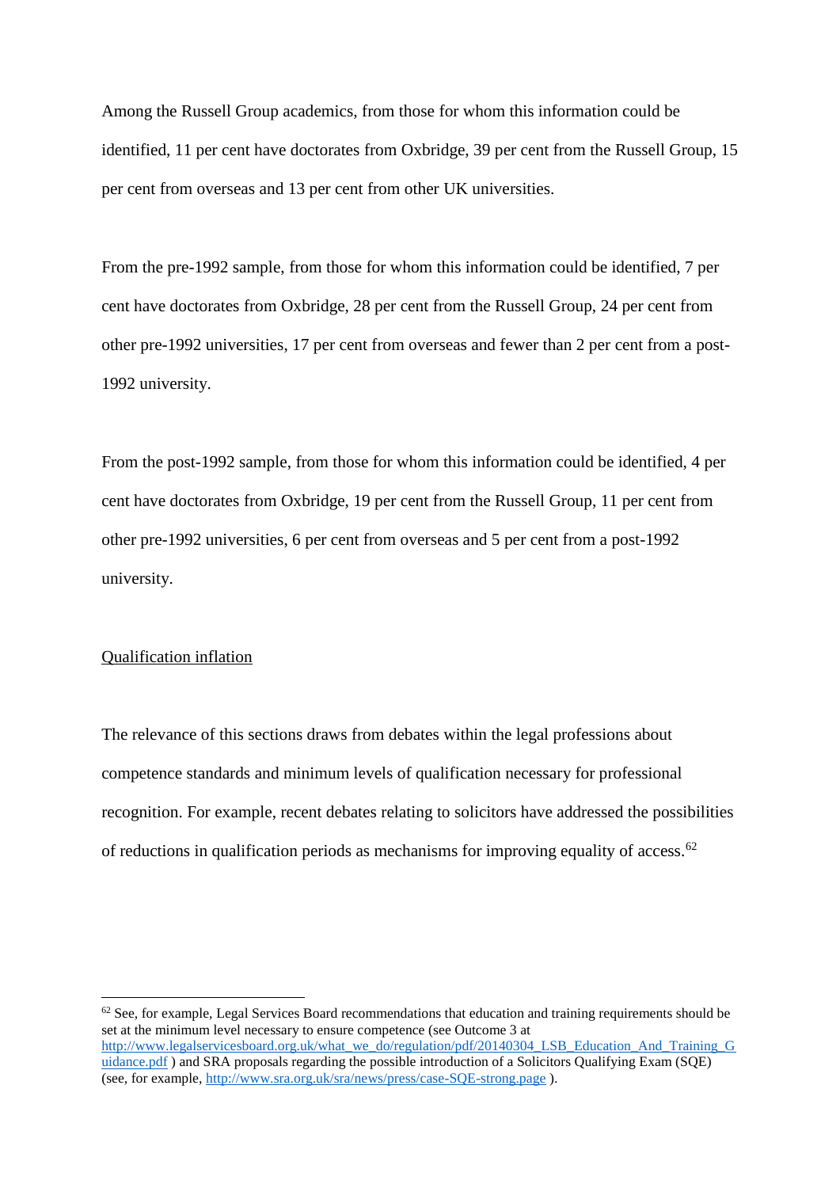Among the Russell Group academics, from those for whom this information could be identified, 11 per cent have doctorates from Oxbridge, 39 per cent from the Russell Group, 15 per cent from overseas and 13 per cent from other UK universities.

From the pre-1992 sample, from those for whom this information could be identified, 7 per cent have doctorates from Oxbridge, 28 per cent from the Russell Group, 24 per cent from other pre-1992 universities, 17 per cent from overseas and fewer than 2 per cent from a post-1992 university.

From the post-1992 sample, from those for whom this information could be identified, 4 per cent have doctorates from Oxbridge, 19 per cent from the Russell Group, 11 per cent from other pre-1992 universities, 6 per cent from overseas and 5 per cent from a post-1992 university.

<u>Qualification inflation</u>

The relevance of this sections draws from debates within the legal professions about competence standards and minimum levels of qualification necessary for professional recognition. For example, recent debates relating to solicitors have addressed the possibilities of reductions in qualification periods as mechanisms for improving equality of access.[62]

---

[62] See, for example, Legal Services Board recommendations that education and training requirements should be set at the minimum level necessary to ensure competence (see Outcome 3 at http://www.legalservicesboard.org.uk/what_we_do/regulation/pdf/20140304_LSB_Education_And_Training_Guidance.pdf ) and SRA proposals regarding the possible introduction of a Solicitors Qualifying Exam (SQE) (see, for example, http://www.sra.org.uk/sra/news/press/case-SQE-strong.page ).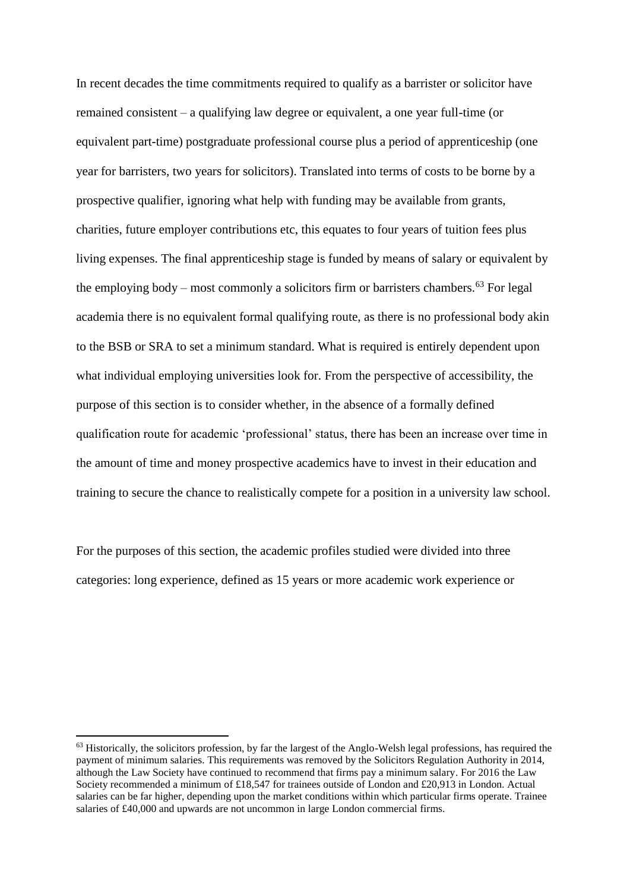In recent decades the time commitments required to qualify as a barrister or solicitor have remained consistent – a qualifying law degree or equivalent, a one year full-time (or equivalent part-time) postgraduate professional course plus a period of apprenticeship (one year for barristers, two years for solicitors). Translated into terms of costs to be borne by a prospective qualifier, ignoring what help with funding may be available from grants, charities, future employer contributions etc, this equates to four years of tuition fees plus living expenses. The final apprenticeship stage is funded by means of salary or equivalent by the employing body – most commonly a solicitors firm or barristers chambers.[63] For legal academia there is no equivalent formal qualifying route, as there is no professional body akin to the BSB or SRA to set a minimum standard. What is required is entirely dependent upon what individual employing universities look for. From the perspective of accessibility, the purpose of this section is to consider whether, in the absence of a formally defined qualification route for academic 'professional' status, there has been an increase over time in the amount of time and money prospective academics have to invest in their education and training to secure the chance to realistically compete for a position in a university law school.

For the purposes of this section, the academic profiles studied were divided into three categories: long experience, defined as 15 years or more academic work experience or

[63] Historically, the solicitors profession, by far the largest of the Anglo-Welsh legal professions, has required the payment of minimum salaries. This requirements was removed by the Solicitors Regulation Authority in 2014, although the Law Society have continued to recommend that firms pay a minimum salary. For 2016 the Law Society recommended a minimum of £18,547 for trainees outside of London and £20,913 in London. Actual salaries can be far higher, depending upon the market conditions within which particular firms operate. Trainee salaries of £40,000 and upwards are not uncommon in large London commercial firms.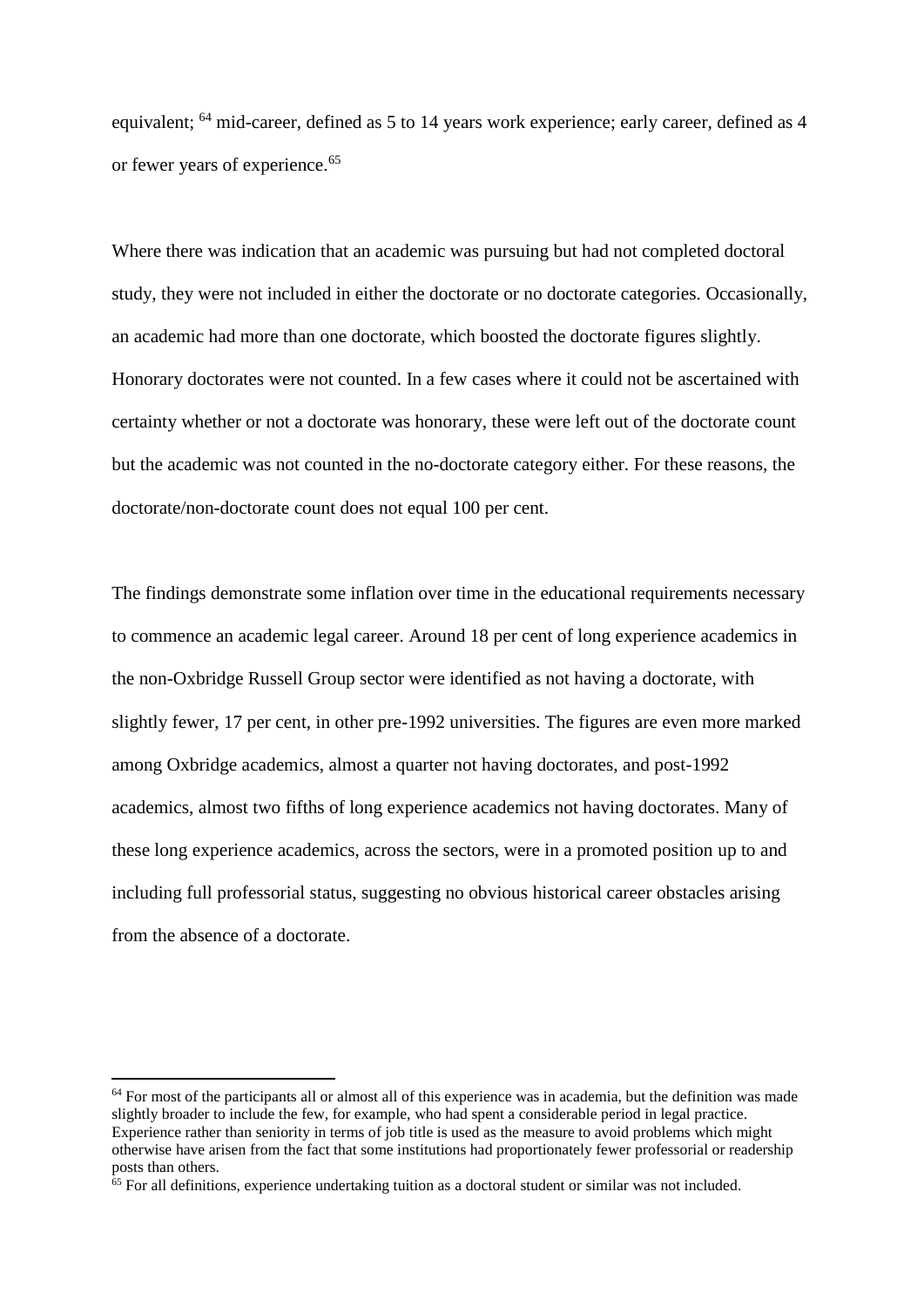equivalent; [64] mid-career, defined as 5 to 14 years work experience; early career, defined as 4 or fewer years of experience.[65]

Where there was indication that an academic was pursuing but had not completed doctoral study, they were not included in either the doctorate or no doctorate categories. Occasionally, an academic had more than one doctorate, which boosted the doctorate figures slightly. Honorary doctorates were not counted. In a few cases where it could not be ascertained with certainty whether or not a doctorate was honorary, these were left out of the doctorate count but the academic was not counted in the no-doctorate category either. For these reasons, the doctorate/non-doctorate count does not equal 100 per cent.

The findings demonstrate some inflation over time in the educational requirements necessary to commence an academic legal career. Around 18 per cent of long experience academics in the non-Oxbridge Russell Group sector were identified as not having a doctorate, with slightly fewer, 17 per cent, in other pre-1992 universities. The figures are even more marked among Oxbridge academics, almost a quarter not having doctorates, and post-1992 academics, almost two fifths of long experience academics not having doctorates. Many of these long experience academics, across the sectors, were in a promoted position up to and including full professorial status, suggesting no obvious historical career obstacles arising from the absence of a doctorate.

---

[64] For most of the participants all or almost all of this experience was in academia, but the definition was made slightly broader to include the few, for example, who had spent a considerable period in legal practice. Experience rather than seniority in terms of job title is used as the measure to avoid problems which might otherwise have arisen from the fact that some institutions had proportionately fewer professorial or readership posts than others.

[65] For all definitions, experience undertaking tuition as a doctoral student or similar was not included.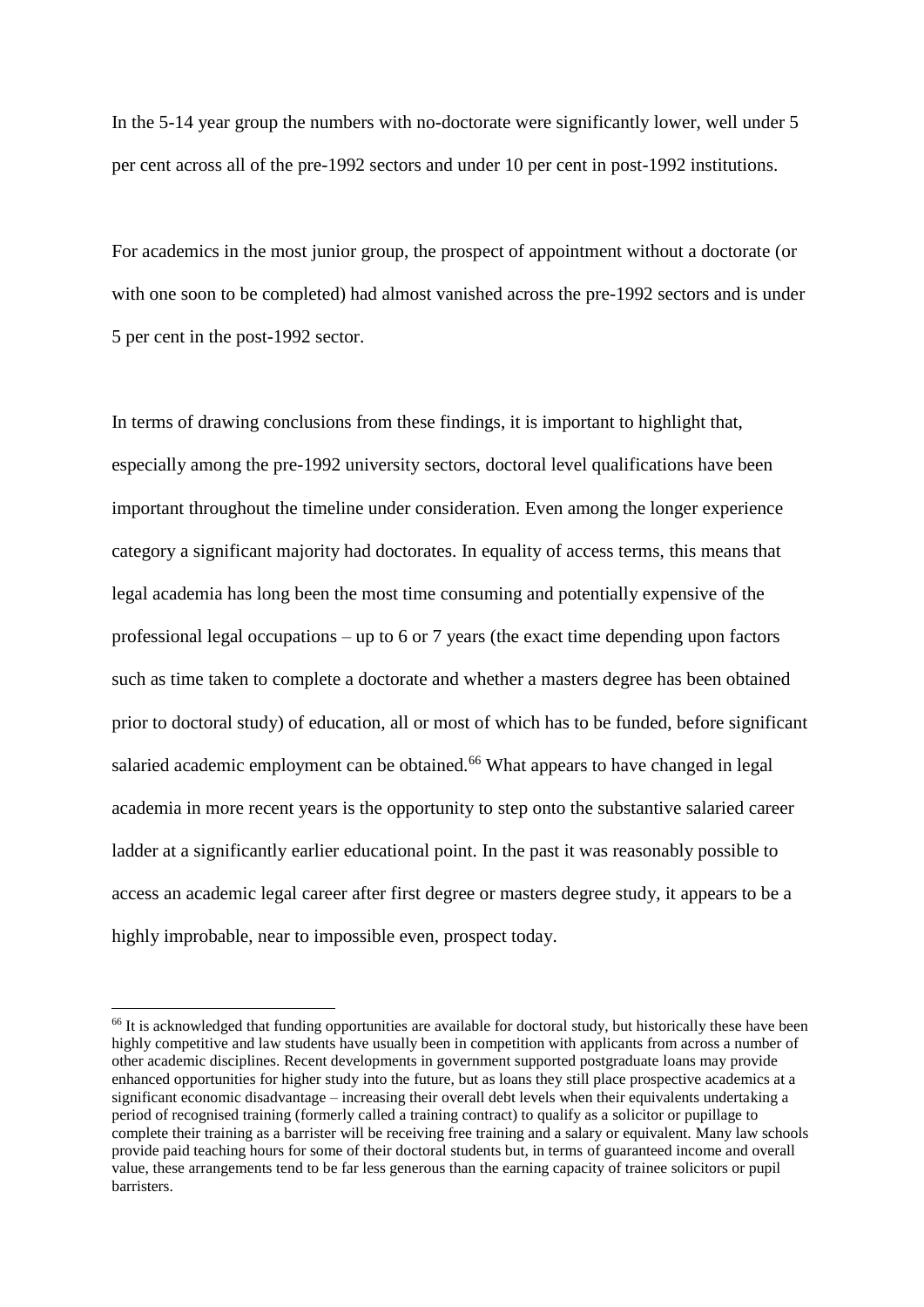In the 5-14 year group the numbers with no-doctorate were significantly lower, well under 5 per cent across all of the pre-1992 sectors and under 10 per cent in post-1992 institutions.

For academics in the most junior group, the prospect of appointment without a doctorate (or with one soon to be completed) had almost vanished across the pre-1992 sectors and is under 5 per cent in the post-1992 sector.

In terms of drawing conclusions from these findings, it is important to highlight that, especially among the pre-1992 university sectors, doctoral level qualifications have been important throughout the timeline under consideration. Even among the longer experience category a significant majority had doctorates. In equality of access terms, this means that legal academia has long been the most time consuming and potentially expensive of the professional legal occupations – up to 6 or 7 years (the exact time depending upon factors such as time taken to complete a doctorate and whether a masters degree has been obtained prior to doctoral study) of education, all or most of which has to be funded, before significant salaried academic employment can be obtained.[66] What appears to have changed in legal academia in more recent years is the opportunity to step onto the substantive salaried career ladder at a significantly earlier educational point. In the past it was reasonably possible to access an academic legal career after first degree or masters degree study, it appears to be a highly improbable, near to impossible even, prospect today.

[66] It is acknowledged that funding opportunities are available for doctoral study, but historically these have been highly competitive and law students have usually been in competition with applicants from across a number of other academic disciplines. Recent developments in government supported postgraduate loans may provide enhanced opportunities for higher study into the future, but as loans they still place prospective academics at a significant economic disadvantage – increasing their overall debt levels when their equivalents undertaking a period of recognised training (formerly called a training contract) to qualify as a solicitor or pupillage to complete their training as a barrister will be receiving free training and a salary or equivalent. Many law schools provide paid teaching hours for some of their doctoral students but, in terms of guaranteed income and overall value, these arrangements tend to be far less generous than the earning capacity of trainee solicitors or pupil barristers.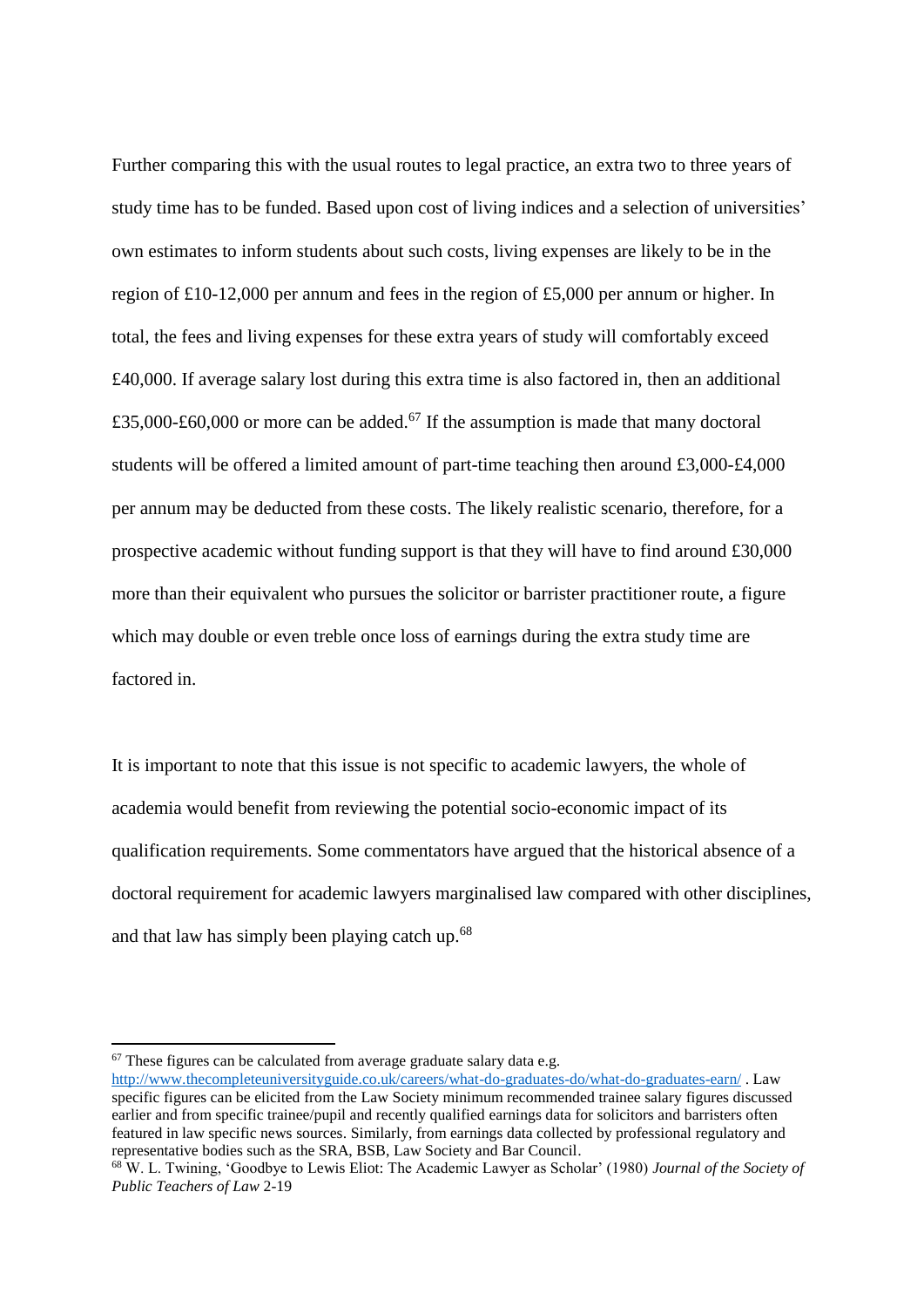Further comparing this with the usual routes to legal practice, an extra two to three years of study time has to be funded. Based upon cost of living indices and a selection of universities' own estimates to inform students about such costs, living expenses are likely to be in the region of £10-12,000 per annum and fees in the region of £5,000 per annum or higher. In total, the fees and living expenses for these extra years of study will comfortably exceed £40,000. If average salary lost during this extra time is also factored in, then an additional £35,000-£60,000 or more can be added.[67] If the assumption is made that many doctoral students will be offered a limited amount of part-time teaching then around £3,000-£4,000 per annum may be deducted from these costs. The likely realistic scenario, therefore, for a prospective academic without funding support is that they will have to find around £30,000 more than their equivalent who pursues the solicitor or barrister practitioner route, a figure which may double or even treble once loss of earnings during the extra study time are factored in.

It is important to note that this issue is not specific to academic lawyers, the whole of academia would benefit from reviewing the potential socio-economic impact of its qualification requirements. Some commentators have argued that the historical absence of a doctoral requirement for academic lawyers marginalised law compared with other disciplines, and that law has simply been playing catch up.[68]

---

[67] These figures can be calculated from average graduate salary data e.g. http://www.thecompleteuniversityguide.co.uk/careers/what-do-graduates-do/what-do-graduates-earn/ . Law specific figures can be elicited from the Law Society minimum recommended trainee salary figures discussed earlier and from specific trainee/pupil and recently qualified earnings data for solicitors and barristers often featured in law specific news sources. Similarly, from earnings data collected by professional regulatory and representative bodies such as the SRA, BSB, Law Society and Bar Council.

[68] W. L. Twining, 'Goodbye to Lewis Eliot: The Academic Lawyer as Scholar' (1980) *Journal of the Society of Public Teachers of Law* 2-19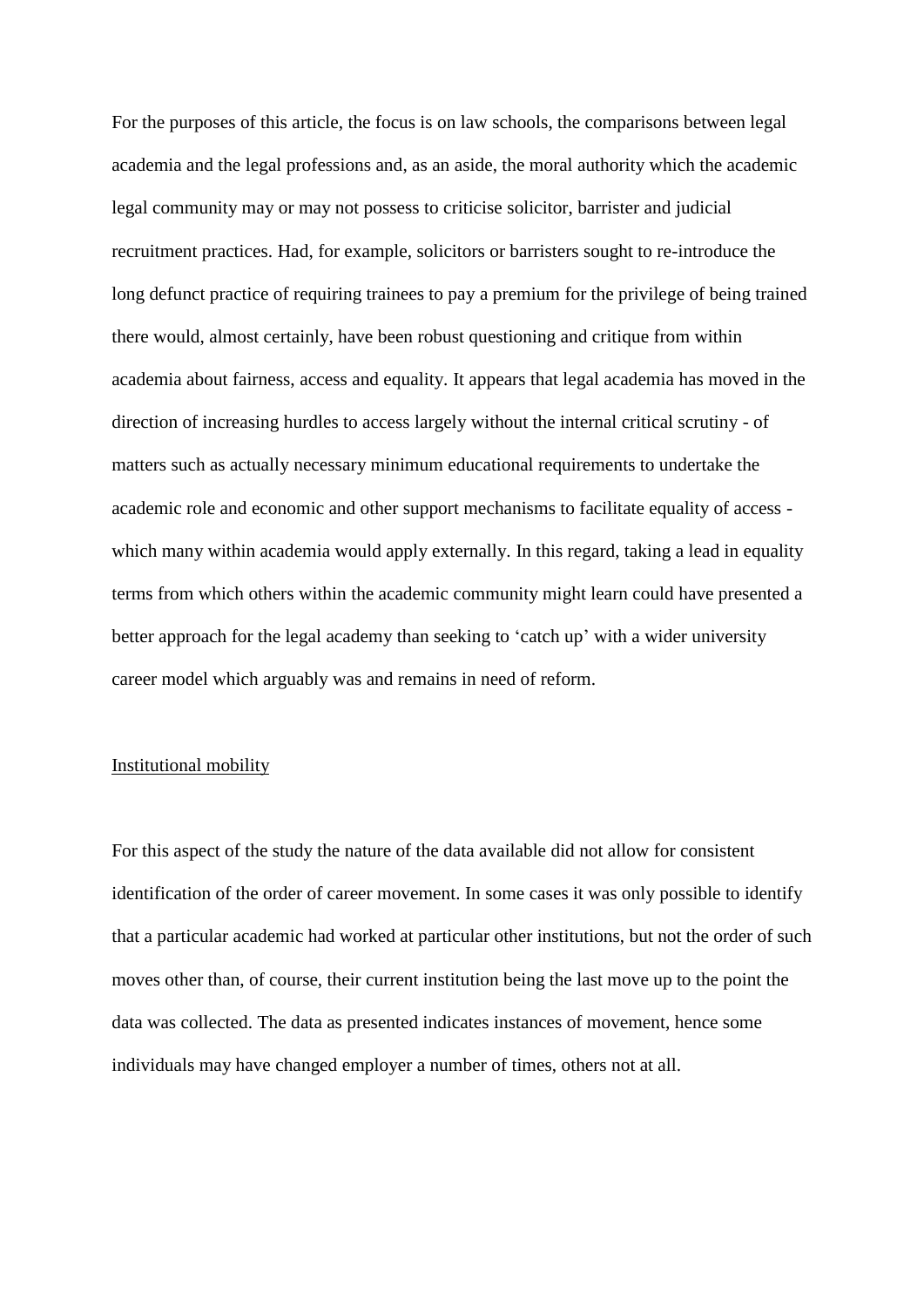For the purposes of this article, the focus is on law schools, the comparisons between legal academia and the legal professions and, as an aside, the moral authority which the academic legal community may or may not possess to criticise solicitor, barrister and judicial recruitment practices. Had, for example, solicitors or barristers sought to re-introduce the long defunct practice of requiring trainees to pay a premium for the privilege of being trained there would, almost certainly, have been robust questioning and critique from within academia about fairness, access and equality. It appears that legal academia has moved in the direction of increasing hurdles to access largely without the internal critical scrutiny - of matters such as actually necessary minimum educational requirements to undertake the academic role and economic and other support mechanisms to facilitate equality of access - which many within academia would apply externally. In this regard, taking a lead in equality terms from which others within the academic community might learn could have presented a better approach for the legal academy than seeking to 'catch up' with a wider university career model which arguably was and remains in need of reform.

## Institutional mobility

For this aspect of the study the nature of the data available did not allow for consistent identification of the order of career movement. In some cases it was only possible to identify that a particular academic had worked at particular other institutions, but not the order of such moves other than, of course, their current institution being the last move up to the point the data was collected. The data as presented indicates instances of movement, hence some individuals may have changed employer a number of times, others not at all.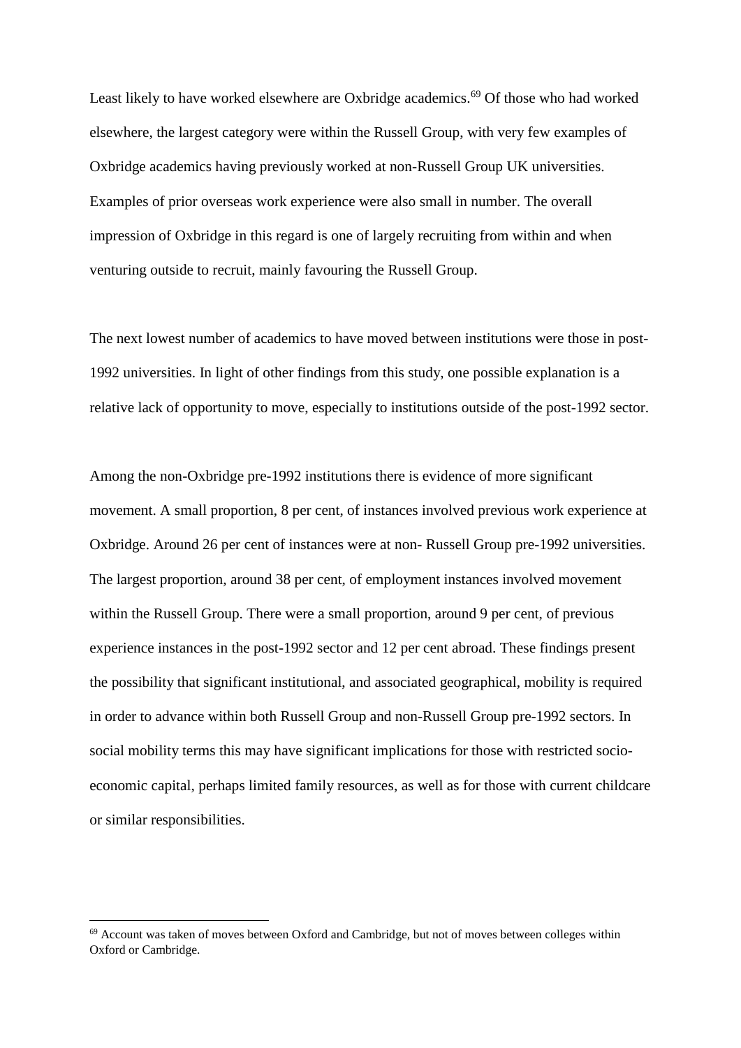Least likely to have worked elsewhere are Oxbridge academics.[69] Of those who had worked elsewhere, the largest category were within the Russell Group, with very few examples of Oxbridge academics having previously worked at non-Russell Group UK universities. Examples of prior overseas work experience were also small in number. The overall impression of Oxbridge in this regard is one of largely recruiting from within and when venturing outside to recruit, mainly favouring the Russell Group.

The next lowest number of academics to have moved between institutions were those in post-1992 universities. In light of other findings from this study, one possible explanation is a relative lack of opportunity to move, especially to institutions outside of the post-1992 sector.

Among the non-Oxbridge pre-1992 institutions there is evidence of more significant movement. A small proportion, 8 per cent, of instances involved previous work experience at Oxbridge. Around 26 per cent of instances were at non- Russell Group pre-1992 universities. The largest proportion, around 38 per cent, of employment instances involved movement within the Russell Group. There were a small proportion, around 9 per cent, of previous experience instances in the post-1992 sector and 12 per cent abroad. These findings present the possibility that significant institutional, and associated geographical, mobility is required in order to advance within both Russell Group and non-Russell Group pre-1992 sectors. In social mobility terms this may have significant implications for those with restricted socio-economic capital, perhaps limited family resources, as well as for those with current childcare or similar responsibilities.

[69] Account was taken of moves between Oxford and Cambridge, but not of moves between colleges within Oxford or Cambridge.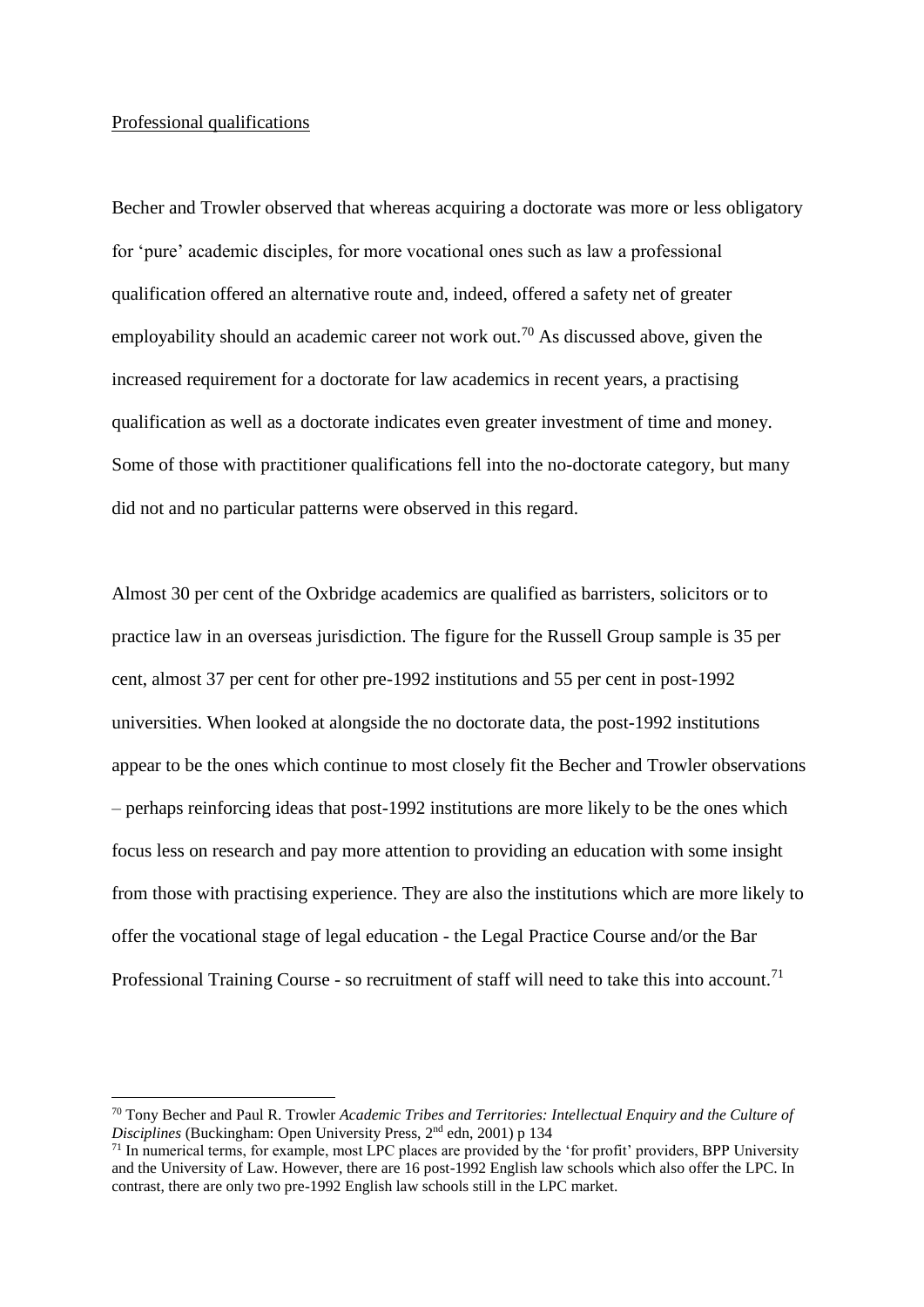Professional qualifications

Becher and Trowler observed that whereas acquiring a doctorate was more or less obligatory for 'pure' academic disciples, for more vocational ones such as law a professional qualification offered an alternative route and, indeed, offered a safety net of greater employability should an academic career not work out.[70] As discussed above, given the increased requirement for a doctorate for law academics in recent years, a practising qualification as well as a doctorate indicates even greater investment of time and money. Some of those with practitioner qualifications fell into the no-doctorate category, but many did not and no particular patterns were observed in this regard.

Almost 30 per cent of the Oxbridge academics are qualified as barristers, solicitors or to practice law in an overseas jurisdiction. The figure for the Russell Group sample is 35 per cent, almost 37 per cent for other pre-1992 institutions and 55 per cent in post-1992 universities. When looked at alongside the no doctorate data, the post-1992 institutions appear to be the ones which continue to most closely fit the Becher and Trowler observations – perhaps reinforcing ideas that post-1992 institutions are more likely to be the ones which focus less on research and pay more attention to providing an education with some insight from those with practising experience. They are also the institutions which are more likely to offer the vocational stage of legal education - the Legal Practice Course and/or the Bar Professional Training Course - so recruitment of staff will need to take this into account.[71]

---

[70] Tony Becher and Paul R. Trowler *Academic Tribes and Territories: Intellectual Enquiry and the Culture of Disciplines* (Buckingham: Open University Press, 2nd edn, 2001) p 134

[71] In numerical terms, for example, most LPC places are provided by the 'for profit' providers, BPP University and the University of Law. However, there are 16 post-1992 English law schools which also offer the LPC. In contrast, there are only two pre-1992 English law schools still in the LPC market.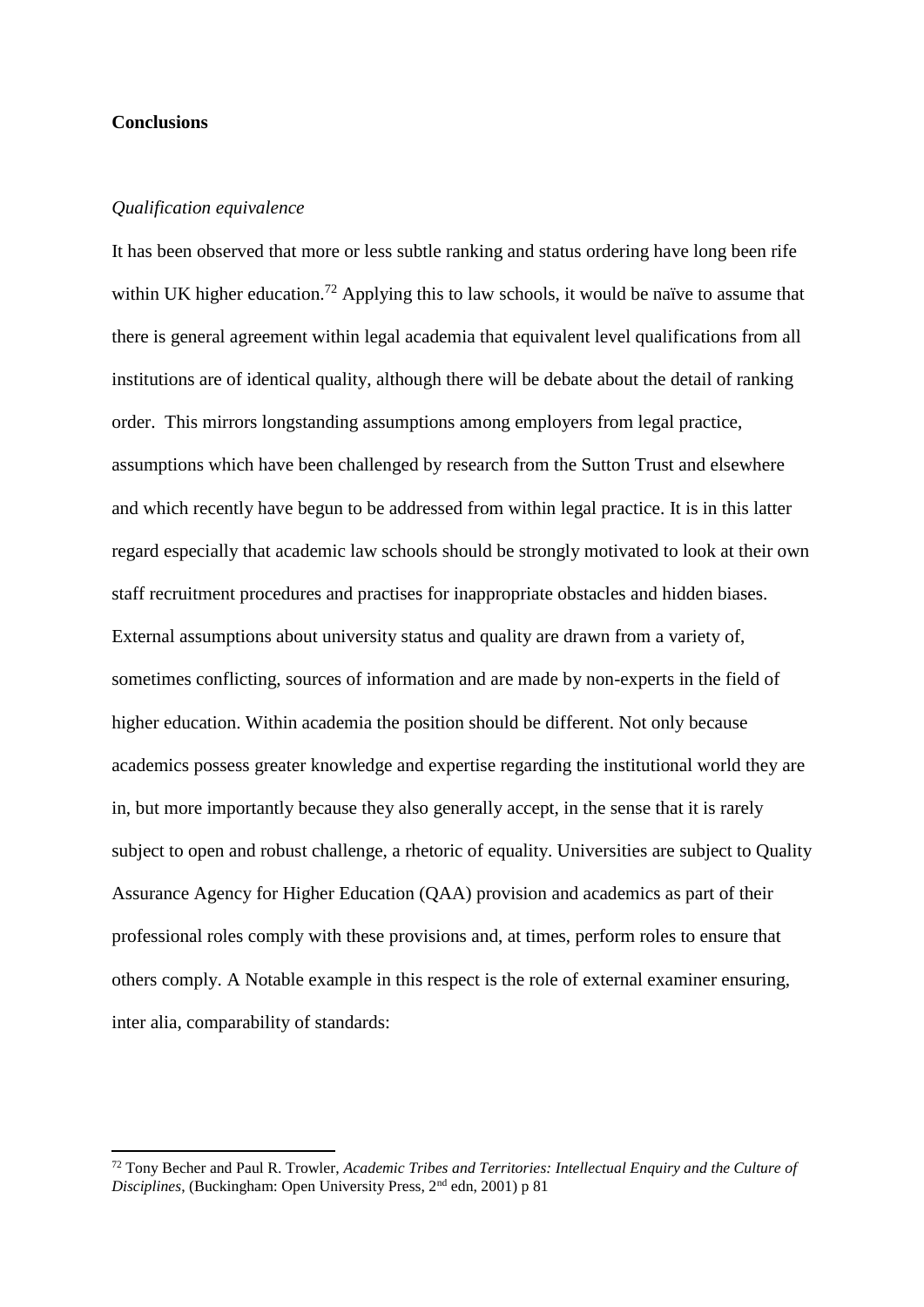**Conclusions**

*Qualification equivalence*

It has been observed that more or less subtle ranking and status ordering have long been rife within UK higher education.[72] Applying this to law schools, it would be naïve to assume that there is general agreement within legal academia that equivalent level qualifications from all institutions are of identical quality, although there will be debate about the detail of ranking order. This mirrors longstanding assumptions among employers from legal practice, assumptions which have been challenged by research from the Sutton Trust and elsewhere and which recently have begun to be addressed from within legal practice. It is in this latter regard especially that academic law schools should be strongly motivated to look at their own staff recruitment procedures and practises for inappropriate obstacles and hidden biases. External assumptions about university status and quality are drawn from a variety of, sometimes conflicting, sources of information and are made by non-experts in the field of higher education. Within academia the position should be different. Not only because academics possess greater knowledge and expertise regarding the institutional world they are in, but more importantly because they also generally accept, in the sense that it is rarely subject to open and robust challenge, a rhetoric of equality. Universities are subject to Quality Assurance Agency for Higher Education (QAA) provision and academics as part of their professional roles comply with these provisions and, at times, perform roles to ensure that others comply. A Notable example in this respect is the role of external examiner ensuring, inter alia, comparability of standards:

[72] Tony Becher and Paul R. Trowler, *Academic Tribes and Territories: Intellectual Enquiry and the Culture of Disciplines*, (Buckingham: Open University Press, 2nd edn, 2001) p 81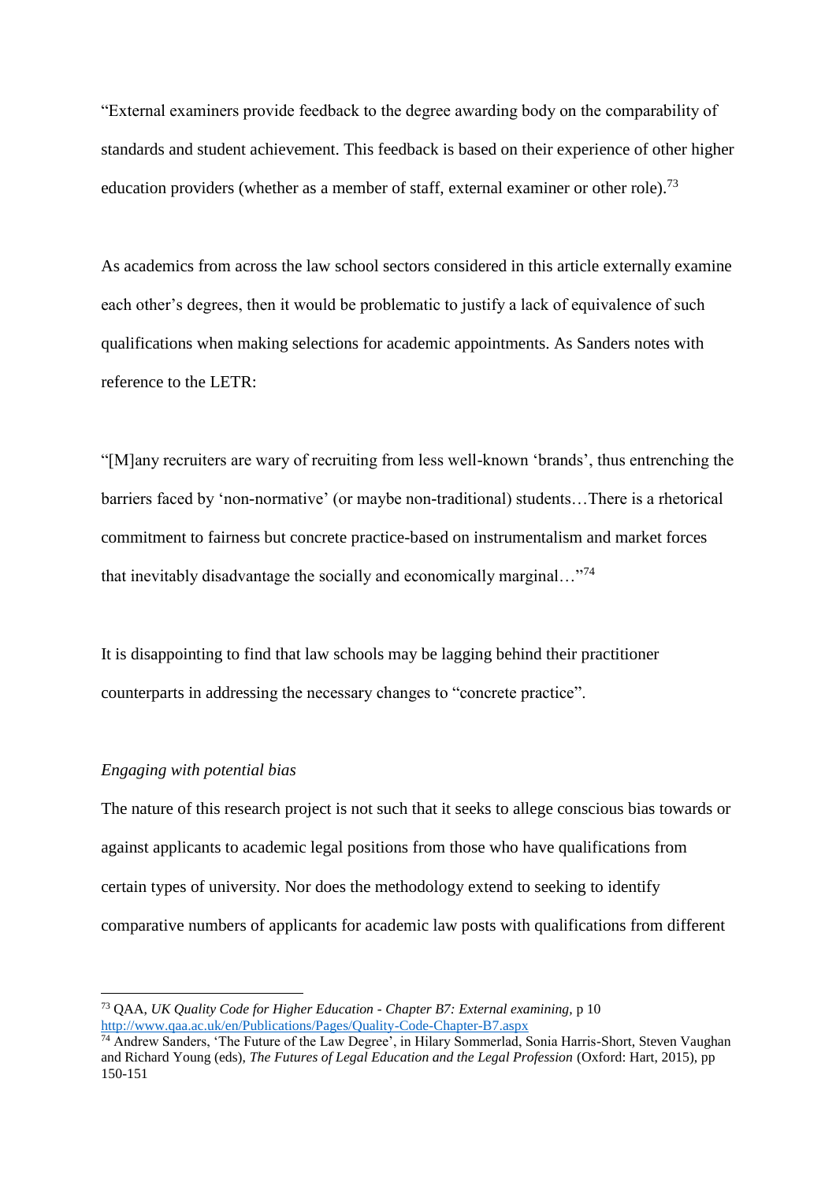"External examiners provide feedback to the degree awarding body on the comparability of standards and student achievement. This feedback is based on their experience of other higher education providers (whether as a member of staff, external examiner or other role).[73]

As academics from across the law school sectors considered in this article externally examine each other's degrees, then it would be problematic to justify a lack of equivalence of such qualifications when making selections for academic appointments. As Sanders notes with reference to the LETR:

"[M]any recruiters are wary of recruiting from less well-known 'brands', thus entrenching the barriers faced by 'non-normative' (or maybe non-traditional) students…There is a rhetorical commitment to fairness but concrete practice-based on instrumentalism and market forces that inevitably disadvantage the socially and economically marginal…"[74]

It is disappointing to find that law schools may be lagging behind their practitioner counterparts in addressing the necessary changes to "concrete practice".

*Engaging with potential bias*

The nature of this research project is not such that it seeks to allege conscious bias towards or against applicants to academic legal positions from those who have qualifications from certain types of university. Nor does the methodology extend to seeking to identify comparative numbers of applicants for academic law posts with qualifications from different

---

[73] QAA, *UK Quality Code for Higher Education - Chapter B7: External examining*, p 10 http://www.qaa.ac.uk/en/Publications/Pages/Quality-Code-Chapter-B7.aspx

[74] Andrew Sanders, 'The Future of the Law Degree', in Hilary Sommerlad, Sonia Harris-Short, Steven Vaughan and Richard Young (eds), *The Futures of Legal Education and the Legal Profession* (Oxford: Hart, 2015), pp 150-151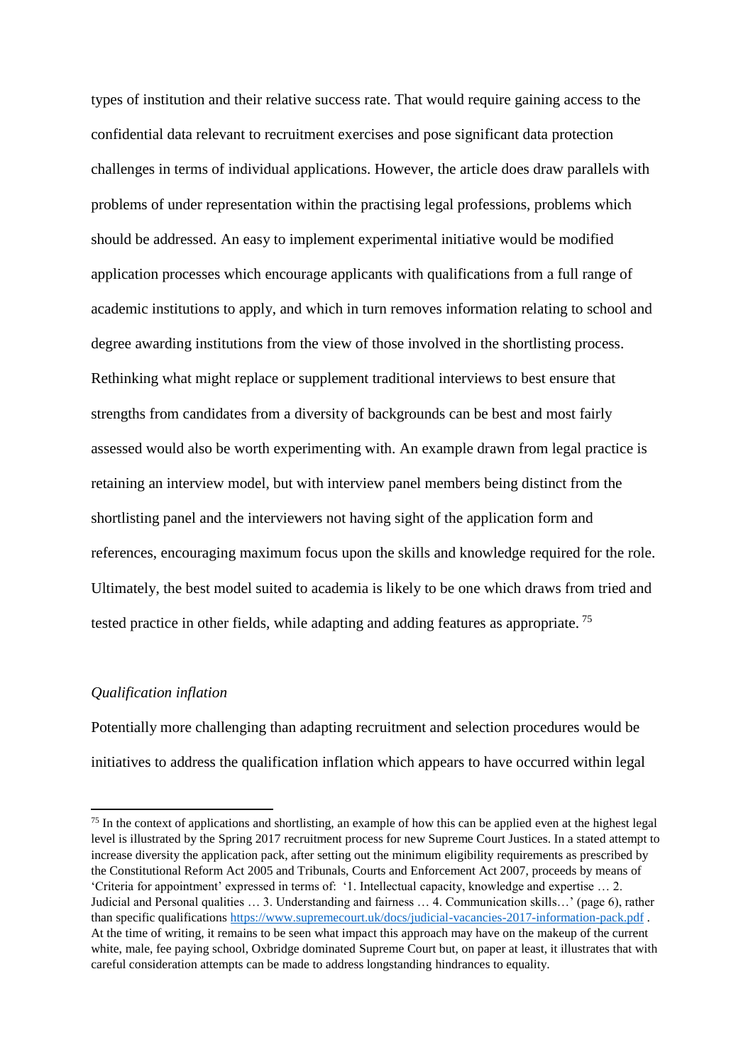types of institution and their relative success rate. That would require gaining access to the confidential data relevant to recruitment exercises and pose significant data protection challenges in terms of individual applications. However, the article does draw parallels with problems of under representation within the practising legal professions, problems which should be addressed. An easy to implement experimental initiative would be modified application processes which encourage applicants with qualifications from a full range of academic institutions to apply, and which in turn removes information relating to school and degree awarding institutions from the view of those involved in the shortlisting process. Rethinking what might replace or supplement traditional interviews to best ensure that strengths from candidates from a diversity of backgrounds can be best and most fairly assessed would also be worth experimenting with. An example drawn from legal practice is retaining an interview model, but with interview panel members being distinct from the shortlisting panel and the interviewers not having sight of the application form and references, encouraging maximum focus upon the skills and knowledge required for the role. Ultimately, the best model suited to academia is likely to be one which draws from tried and tested practice in other fields, while adapting and adding features as appropriate. [75]

*Qualification inflation*

Potentially more challenging than adapting recruitment and selection procedures would be initiatives to address the qualification inflation which appears to have occurred within legal

---

[75] In the context of applications and shortlisting, an example of how this can be applied even at the highest legal level is illustrated by the Spring 2017 recruitment process for new Supreme Court Justices. In a stated attempt to increase diversity the application pack, after setting out the minimum eligibility requirements as prescribed by the Constitutional Reform Act 2005 and Tribunals, Courts and Enforcement Act 2007, proceeds by means of 'Criteria for appointment' expressed in terms of: '1. Intellectual capacity, knowledge and expertise … 2. Judicial and Personal qualities … 3. Understanding and fairness … 4. Communication skills…' (page 6), rather than specific qualifications https://www.supremecourt.uk/docs/judicial-vacancies-2017-information-pack.pdf . At the time of writing, it remains to be seen what impact this approach may have on the makeup of the current white, male, fee paying school, Oxbridge dominated Supreme Court but, on paper at least, it illustrates that with careful consideration attempts can be made to address longstanding hindrances to equality.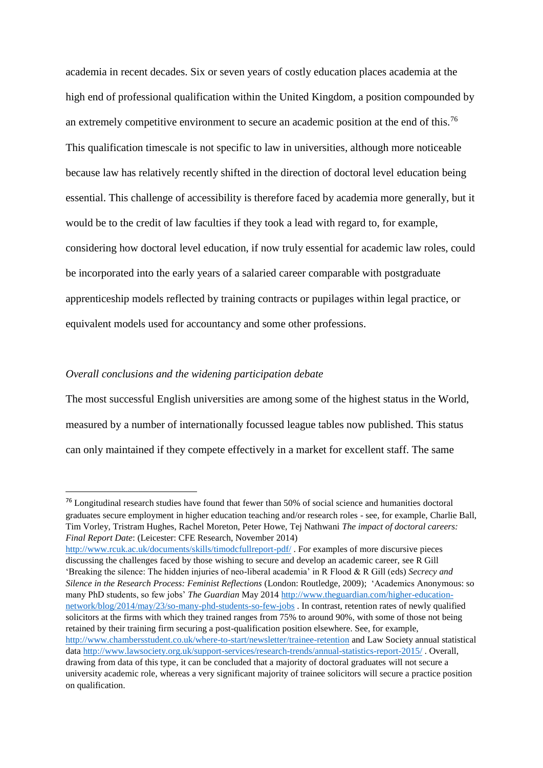academia in recent decades. Six or seven years of costly education places academia at the high end of professional qualification within the United Kingdom, a position compounded by an extremely competitive environment to secure an academic position at the end of this.[76] This qualification timescale is not specific to law in universities, although more noticeable because law has relatively recently shifted in the direction of doctoral level education being essential. This challenge of accessibility is therefore faced by academia more generally, but it would be to the credit of law faculties if they took a lead with regard to, for example, considering how doctoral level education, if now truly essential for academic law roles, could be incorporated into the early years of a salaried career comparable with postgraduate apprenticeship models reflected by training contracts or pupilages within legal practice, or equivalent models used for accountancy and some other professions.

*Overall conclusions and the widening participation debate*

The most successful English universities are among some of the highest status in the World, measured by a number of internationally focussed league tables now published. This status can only maintained if they compete effectively in a market for excellent staff. The same

---

[76] Longitudinal research studies have found that fewer than 50% of social science and humanities doctoral graduates secure employment in higher education teaching and/or research roles - see, for example, Charlie Ball, Tim Vorley, Tristram Hughes, Rachel Moreton, Peter Howe, Tej Nathwani *The impact of doctoral careers: Final Report Date*: (Leicester: CFE Research, November 2014) http://www.rcuk.ac.uk/documents/skills/timodcfullreport-pdf/ . For examples of more discursive pieces discussing the challenges faced by those wishing to secure and develop an academic career, see R Gill 'Breaking the silence: The hidden injuries of neo-liberal academia' in R Flood & R Gill (eds) *Secrecy and Silence in the Research Process: Feminist Reflections* (London: Routledge, 2009); 'Academics Anonymous: so many PhD students, so few jobs' *The Guardian* May 2014 http://www.theguardian.com/higher-education-network/blog/2014/may/23/so-many-phd-students-so-few-jobs . In contrast, retention rates of newly qualified solicitors at the firms with which they trained ranges from 75% to around 90%, with some of those not being retained by their training firm securing a post-qualification position elsewhere. See, for example, http://www.chambersstudent.co.uk/where-to-start/newsletter/trainee-retention and Law Society annual statistical data http://www.lawsociety.org.uk/support-services/research-trends/annual-statistics-report-2015/ . Overall, drawing from data of this type, it can be concluded that a majority of doctoral graduates will not secure a university academic role, whereas a very significant majority of trainee solicitors will secure a practice position on qualification.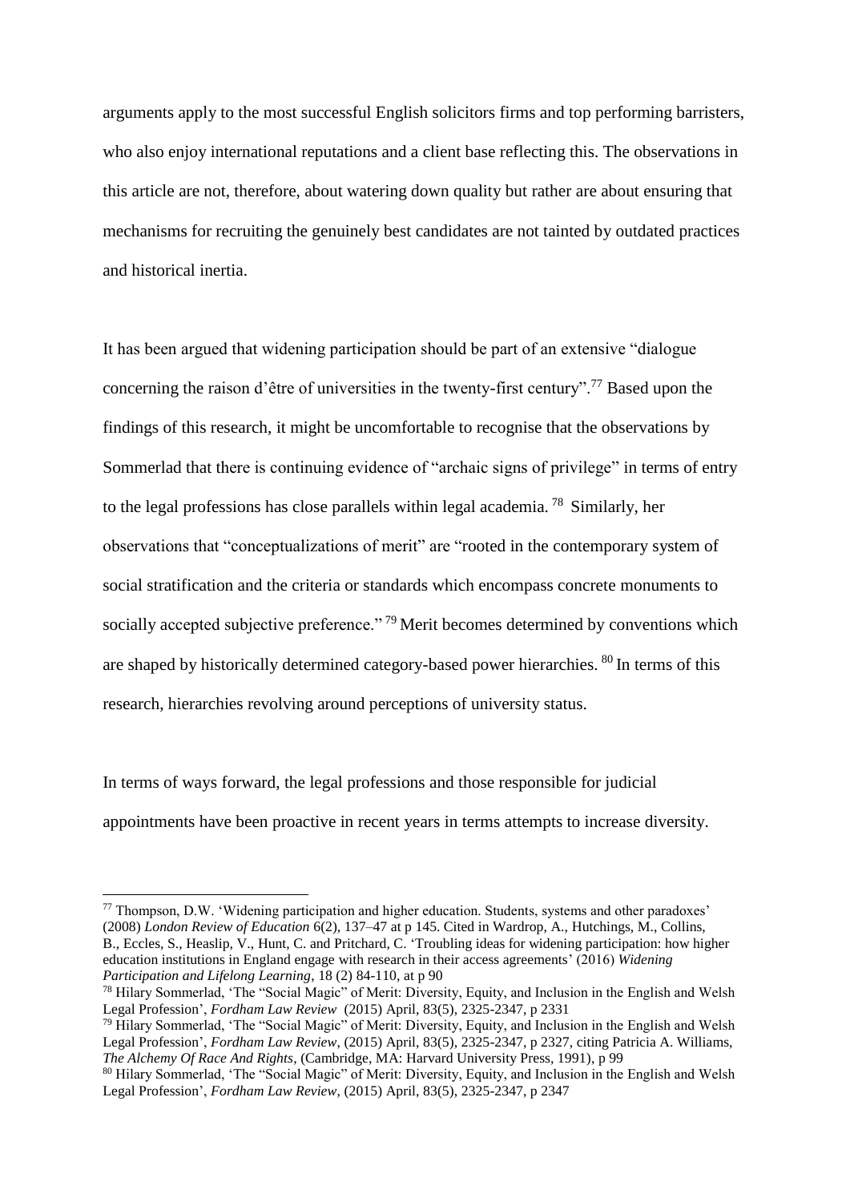arguments apply to the most successful English solicitors firms and top performing barristers, who also enjoy international reputations and a client base reflecting this. The observations in this article are not, therefore, about watering down quality but rather are about ensuring that mechanisms for recruiting the genuinely best candidates are not tainted by outdated practices and historical inertia.

It has been argued that widening participation should be part of an extensive "dialogue concerning the raison d'être of universities in the twenty-first century".[77] Based upon the findings of this research, it might be uncomfortable to recognise that the observations by Sommerlad that there is continuing evidence of "archaic signs of privilege" in terms of entry to the legal professions has close parallels within legal academia. [78] Similarly, her observations that "conceptualizations of merit" are "rooted in the contemporary system of social stratification and the criteria or standards which encompass concrete monuments to socially accepted subjective preference." [79] Merit becomes determined by conventions which are shaped by historically determined category-based power hierarchies. [80] In terms of this research, hierarchies revolving around perceptions of university status.

In terms of ways forward, the legal professions and those responsible for judicial appointments have been proactive in recent years in terms attempts to increase diversity.

---

[77] Thompson, D.W. 'Widening participation and higher education. Students, systems and other paradoxes' (2008) *London Review of Education* 6(2), 137–47 at p 145. Cited in Wardrop, A., Hutchings, M., Collins, B., Eccles, S., Heaslip, V., Hunt, C. and Pritchard, C. 'Troubling ideas for widening participation: how higher education institutions in England engage with research in their access agreements' (2016) *Widening Participation and Lifelong Learning*, 18 (2) 84-110, at p 90

[78] Hilary Sommerlad, 'The "Social Magic" of Merit: Diversity, Equity, and Inclusion in the English and Welsh Legal Profession', *Fordham Law Review* (2015) April, 83(5), 2325-2347, p 2331

[79] Hilary Sommerlad, 'The "Social Magic" of Merit: Diversity, Equity, and Inclusion in the English and Welsh Legal Profession', *Fordham Law Review*, (2015) April, 83(5), 2325-2347, p 2327, citing Patricia A. Williams, *The Alchemy Of Race And Rights*, (Cambridge, MA: Harvard University Press, 1991), p 99

[80] Hilary Sommerlad, 'The "Social Magic" of Merit: Diversity, Equity, and Inclusion in the English and Welsh Legal Profession', *Fordham Law Review*, (2015) April, 83(5), 2325-2347, p 2347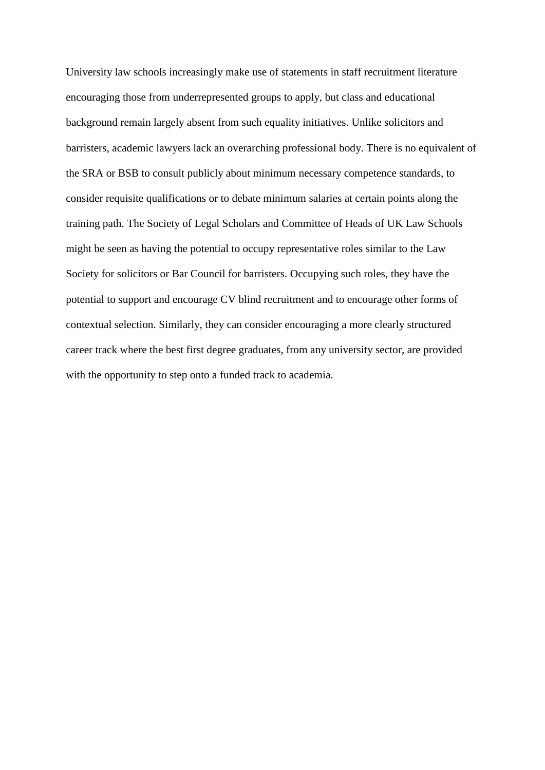University law schools increasingly make use of statements in staff recruitment literature encouraging those from underrepresented groups to apply, but class and educational background remain largely absent from such equality initiatives. Unlike solicitors and barristers, academic lawyers lack an overarching professional body. There is no equivalent of the SRA or BSB to consult publicly about minimum necessary competence standards, to consider requisite qualifications or to debate minimum salaries at certain points along the training path. The Society of Legal Scholars and Committee of Heads of UK Law Schools might be seen as having the potential to occupy representative roles similar to the Law Society for solicitors or Bar Council for barristers. Occupying such roles, they have the potential to support and encourage CV blind recruitment and to encourage other forms of contextual selection. Similarly, they can consider encouraging a more clearly structured career track where the best first degree graduates, from any university sector, are provided with the opportunity to step onto a funded track to academia.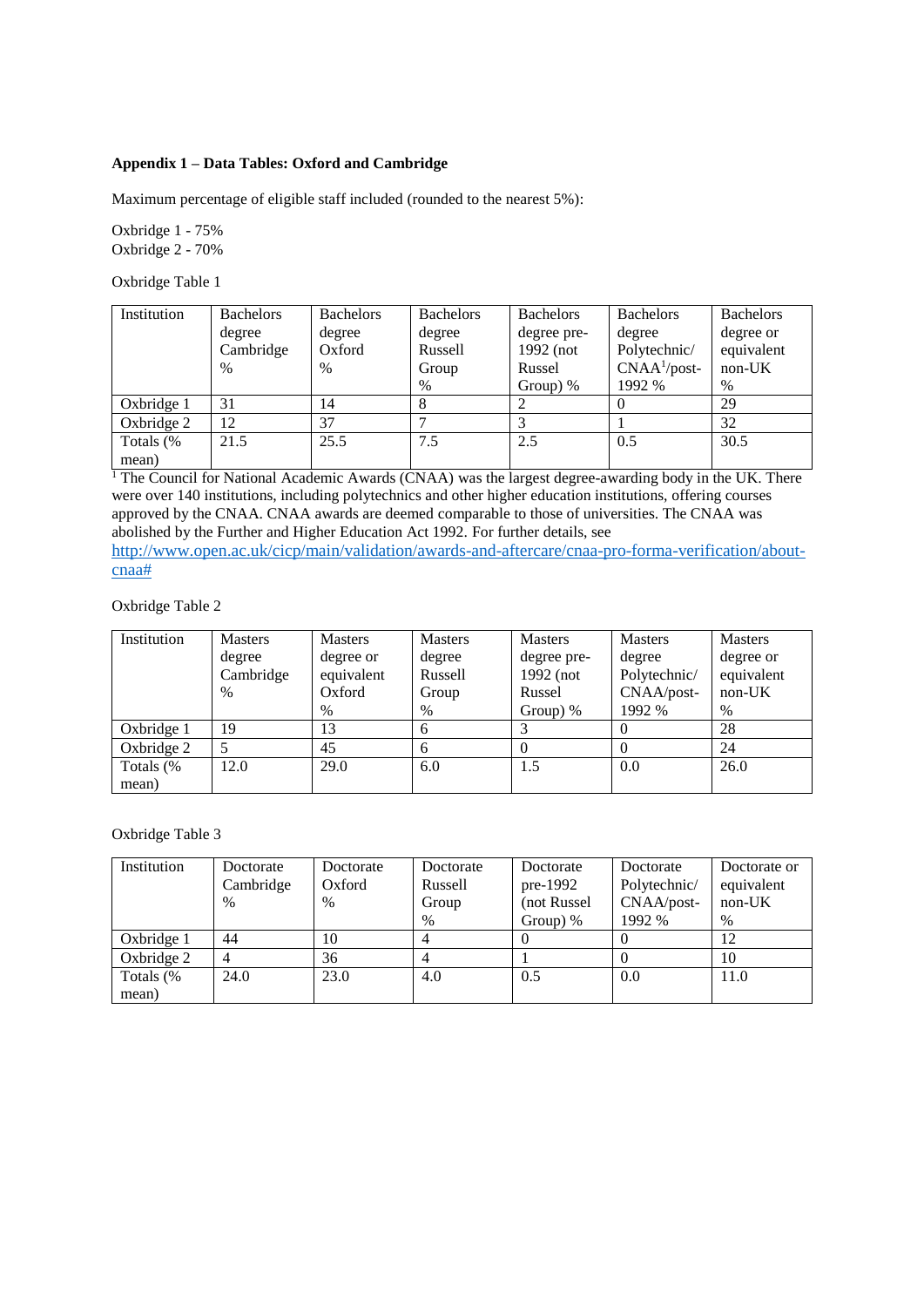**Appendix 1 – Data Tables: Oxford and Cambridge**

Maximum percentage of eligible staff included (rounded to the nearest 5%):

Oxbridge 1 - 75%
Oxbridge 2 - 70%

Oxbridge Table 1

| Institution | Bachelors degree Cambridge % | Bachelors degree Oxford % | Bachelors degree Russell Group % | Bachelors degree pre-1992 (not Russel Group) % | Bachelors degree Polytechnic/ CNAA[1]/post-1992 % | Bachelors degree or equivalent non-UK % |
|---|---|---|---|---|---|---|
| Oxbridge 1 | 31 | 14 | 8 | 2 | 0 | 29 |
| Oxbridge 2 | 12 | 37 | 7 | 3 | 1 | 32 |
| Totals (% mean) | 21.5 | 25.5 | 7.5 | 2.5 | 0.5 | 30.5 |

[1] The Council for National Academic Awards (CNAA) was the largest degree-awarding body in the UK. There were over 140 institutions, including polytechnics and other higher education institutions, offering courses approved by the CNAA. CNAA awards are deemed comparable to those of universities. The CNAA was abolished by the Further and Higher Education Act 1992. For further details, see http://www.open.ac.uk/cicp/main/validation/awards-and-aftercare/cnaa-pro-forma-verification/about-cnaa#

Oxbridge Table 2

| Institution | Masters degree Cambridge % | Masters degree or equivalent Oxford % | Masters degree Russell Group % | Masters degree pre-1992 (not Russel Group) % | Masters degree Polytechnic/ CNAA/post-1992 % | Masters degree or equivalent non-UK % |
|---|---|---|---|---|---|---|
| Oxbridge 1 | 19 | 13 | 6 | 3 | 0 | 28 |
| Oxbridge 2 | 5 | 45 | 6 | 0 | 0 | 24 |
| Totals (% mean) | 12.0 | 29.0 | 6.0 | 1.5 | 0.0 | 26.0 |

Oxbridge Table 3

| Institution | Doctorate Cambridge % | Doctorate Oxford % | Doctorate Russell Group % | Doctorate pre-1992 (not Russel Group) % | Doctorate Polytechnic/ CNAA/post-1992 % | Doctorate or equivalent non-UK % |
|---|---|---|---|---|---|---|
| Oxbridge 1 | 44 | 10 | 4 | 0 | 0 | 12 |
| Oxbridge 2 | 4 | 36 | 4 | 1 | 0 | 10 |
| Totals (% mean) | 24.0 | 23.0 | 4.0 | 0.5 | 0.0 | 11.0 |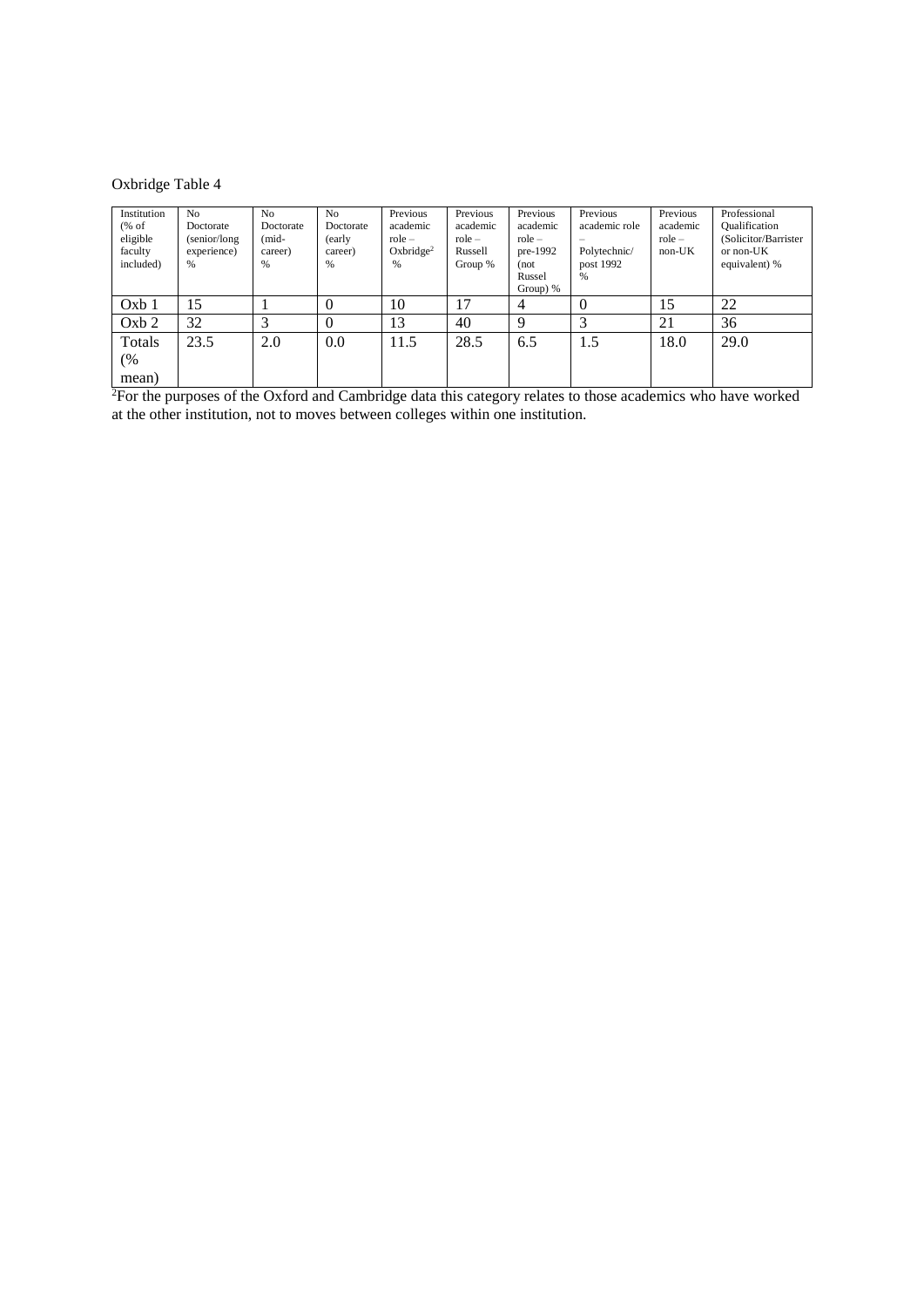Oxbridge Table 4

| Institution (% of eligible faculty included) | No Doctorate (senior/long experience) % | No Doctorate (mid-career) % | No Doctorate (early career) % | Previous academic role – Oxbridge[2] % | Previous academic role – Russell Group % | Previous academic role – pre-1992 (not Russel Group) % | Previous academic role – Polytechnic/ post 1992 % | Previous academic role – non-UK | Professional Qualification (Solicitor/Barrister or non-UK equivalent) % |
|---|---|---|---|---|---|---|---|---|---|
| Oxb 1 | 15 | 1 | 0 | 10 | 17 | 4 | 0 | 15 | 22 |
| Oxb 2 | 32 | 3 | 0 | 13 | 40 | 9 | 3 | 21 | 36 |
| Totals (% mean) | 23.5 | 2.0 | 0.0 | 11.5 | 28.5 | 6.5 | 1.5 | 18.0 | 29.0 |

[2]For the purposes of the Oxford and Cambridge data this category relates to those academics who have worked at the other institution, not to moves between colleges within one institution.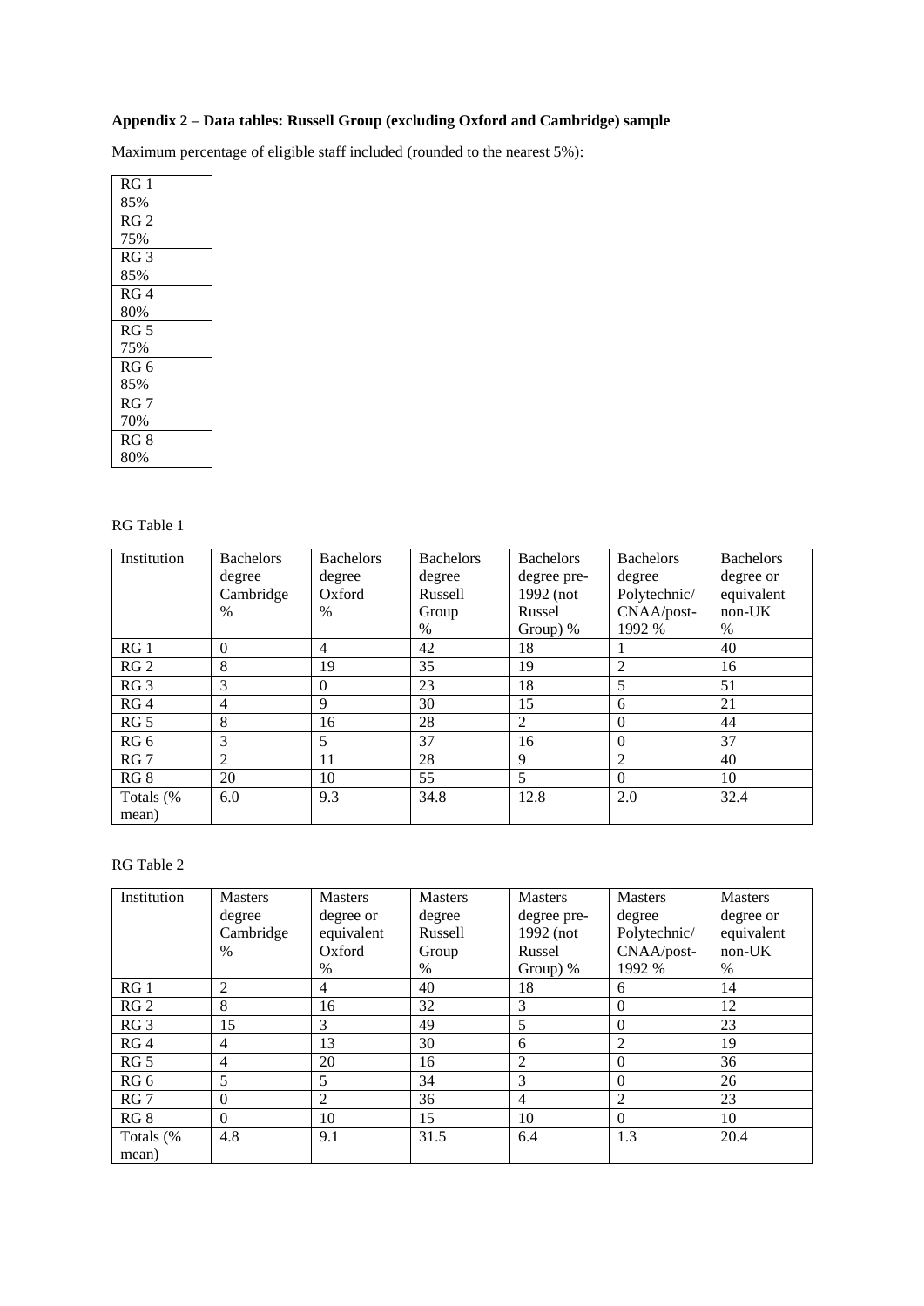**Appendix 2 – Data tables: Russell Group (excluding Oxford and Cambridge) sample**

Maximum percentage of eligible staff included (rounded to the nearest 5%):

| |
|---|
| RG 1 85% |
| RG 2 75% |
| RG 3 85% |
| RG 4 80% |
| RG 5 75% |
| RG 6 85% |
| RG 7 70% |
| RG 8 80% |

RG Table 1

| Institution | Bachelors degree Cambridge % | Bachelors degree Oxford % | Bachelors degree Russell Group % | Bachelors degree pre-1992 (not Russel Group) % | Bachelors degree Polytechnic/ CNAA/post-1992 % | Bachelors degree or equivalent non-UK % |
|---|---|---|---|---|---|---|
| RG 1 | 0 | 4 | 42 | 18 | 1 | 40 |
| RG 2 | 8 | 19 | 35 | 19 | 2 | 16 |
| RG 3 | 3 | 0 | 23 | 18 | 5 | 51 |
| RG 4 | 4 | 9 | 30 | 15 | 6 | 21 |
| RG 5 | 8 | 16 | 28 | 2 | 0 | 44 |
| RG 6 | 3 | 5 | 37 | 16 | 0 | 37 |
| RG 7 | 2 | 11 | 28 | 9 | 2 | 40 |
| RG 8 | 20 | 10 | 55 | 5 | 0 | 10 |
| Totals (% mean) | 6.0 | 9.3 | 34.8 | 12.8 | 2.0 | 32.4 |

RG Table 2

| Institution | Masters degree Cambridge % | Masters degree or equivalent Oxford % | Masters degree Russell Group % | Masters degree pre-1992 (not Russel Group) % | Masters degree Polytechnic/ CNAA/post-1992 % | Masters degree or equivalent non-UK % |
|---|---|---|---|---|---|---|
| RG 1 | 2 | 4 | 40 | 18 | 6 | 14 |
| RG 2 | 8 | 16 | 32 | 3 | 0 | 12 |
| RG 3 | 15 | 3 | 49 | 5 | 0 | 23 |
| RG 4 | 4 | 13 | 30 | 6 | 2 | 19 |
| RG 5 | 4 | 20 | 16 | 2 | 0 | 36 |
| RG 6 | 5 | 5 | 34 | 3 | 0 | 26 |
| RG 7 | 0 | 2 | 36 | 4 | 2 | 23 |
| RG 8 | 0 | 10 | 15 | 10 | 0 | 10 |
| Totals (% mean) | 4.8 | 9.1 | 31.5 | 6.4 | 1.3 | 20.4 |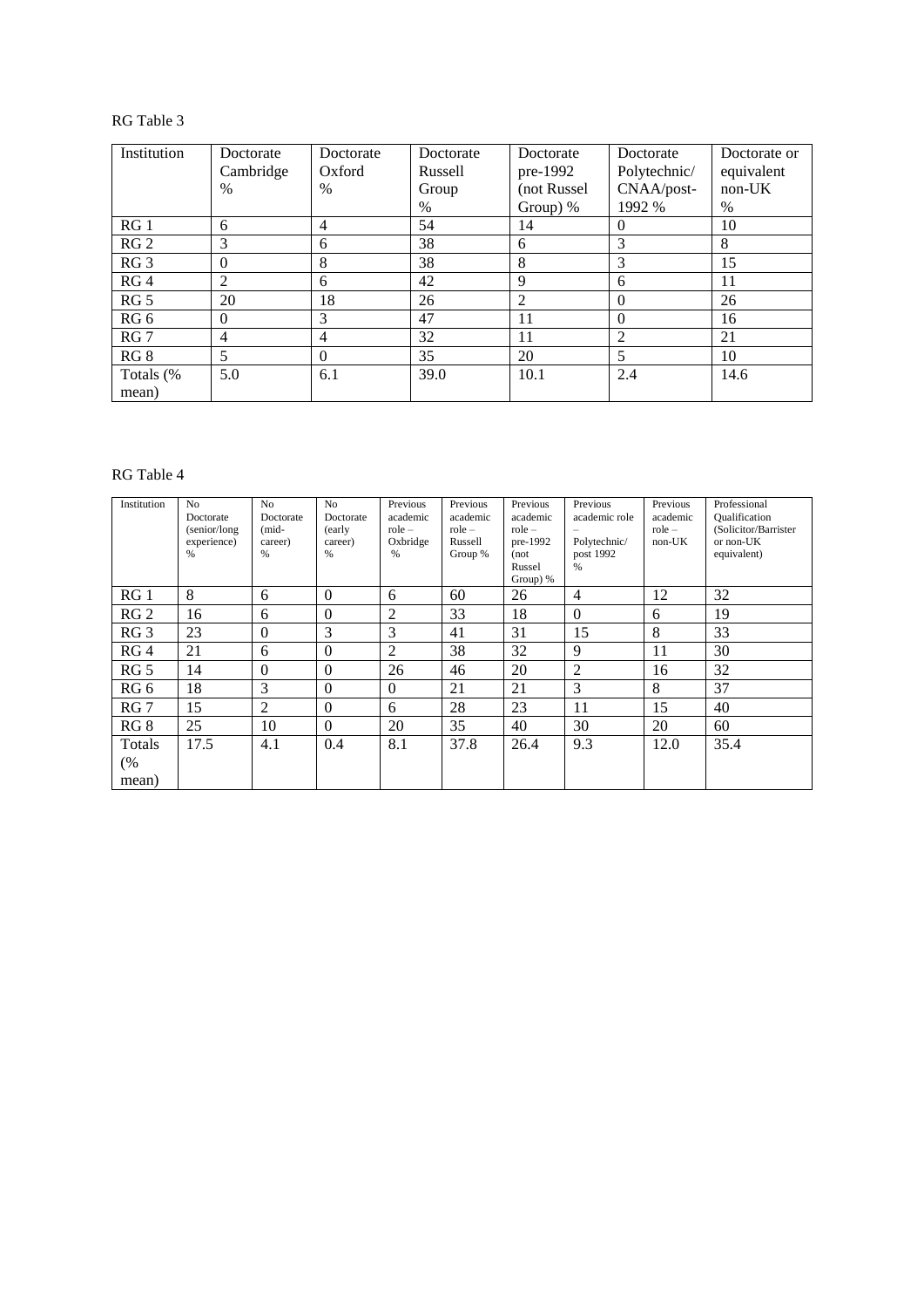RG Table 3

| Institution | Doctorate Cambridge % | Doctorate Oxford % | Doctorate Russell Group % | Doctorate pre-1992 (not Russel Group) % | Doctorate Polytechnic/ CNAA/post-1992 % | Doctorate or equivalent non-UK % |
|---|---|---|---|---|---|---|
| RG 1 | 6 | 4 | 54 | 14 | 0 | 10 |
| RG 2 | 3 | 6 | 38 | 6 | 3 | 8 |
| RG 3 | 0 | 8 | 38 | 8 | 3 | 15 |
| RG 4 | 2 | 6 | 42 | 9 | 6 | 11 |
| RG 5 | 20 | 18 | 26 | 2 | 0 | 26 |
| RG 6 | 0 | 3 | 47 | 11 | 0 | 16 |
| RG 7 | 4 | 4 | 32 | 11 | 2 | 21 |
| RG 8 | 5 | 0 | 35 | 20 | 5 | 10 |
| Totals (% mean) | 5.0 | 6.1 | 39.0 | 10.1 | 2.4 | 14.6 |

RG Table 4

| Institution | No Doctorate (senior/long experience) % | No Doctorate (mid-career) % | No Doctorate (early career) % | Previous academic role – Oxbridge % | Previous academic role – Russell Group % | Previous academic role – pre-1992 (not Russel Group) % | Previous academic role – Polytechnic/ post 1992 % | Previous academic role – non-UK | Professional Qualification (Solicitor/Barrister or non-UK equivalent) |
|---|---|---|---|---|---|---|---|---|---|
| RG 1 | 8 | 6 | 0 | 6 | 60 | 26 | 4 | 12 | 32 |
| RG 2 | 16 | 6 | 0 | 2 | 33 | 18 | 0 | 6 | 19 |
| RG 3 | 23 | 0 | 3 | 3 | 41 | 31 | 15 | 8 | 33 |
| RG 4 | 21 | 6 | 0 | 2 | 38 | 32 | 9 | 11 | 30 |
| RG 5 | 14 | 0 | 0 | 26 | 46 | 20 | 2 | 16 | 32 |
| RG 6 | 18 | 3 | 0 | 0 | 21 | 21 | 3 | 8 | 37 |
| RG 7 | 15 | 2 | 0 | 6 | 28 | 23 | 11 | 15 | 40 |
| RG 8 | 25 | 10 | 0 | 20 | 35 | 40 | 30 | 20 | 60 |
| Totals (% mean) | 17.5 | 4.1 | 0.4 | 8.1 | 37.8 | 26.4 | 9.3 | 12.0 | 35.4 |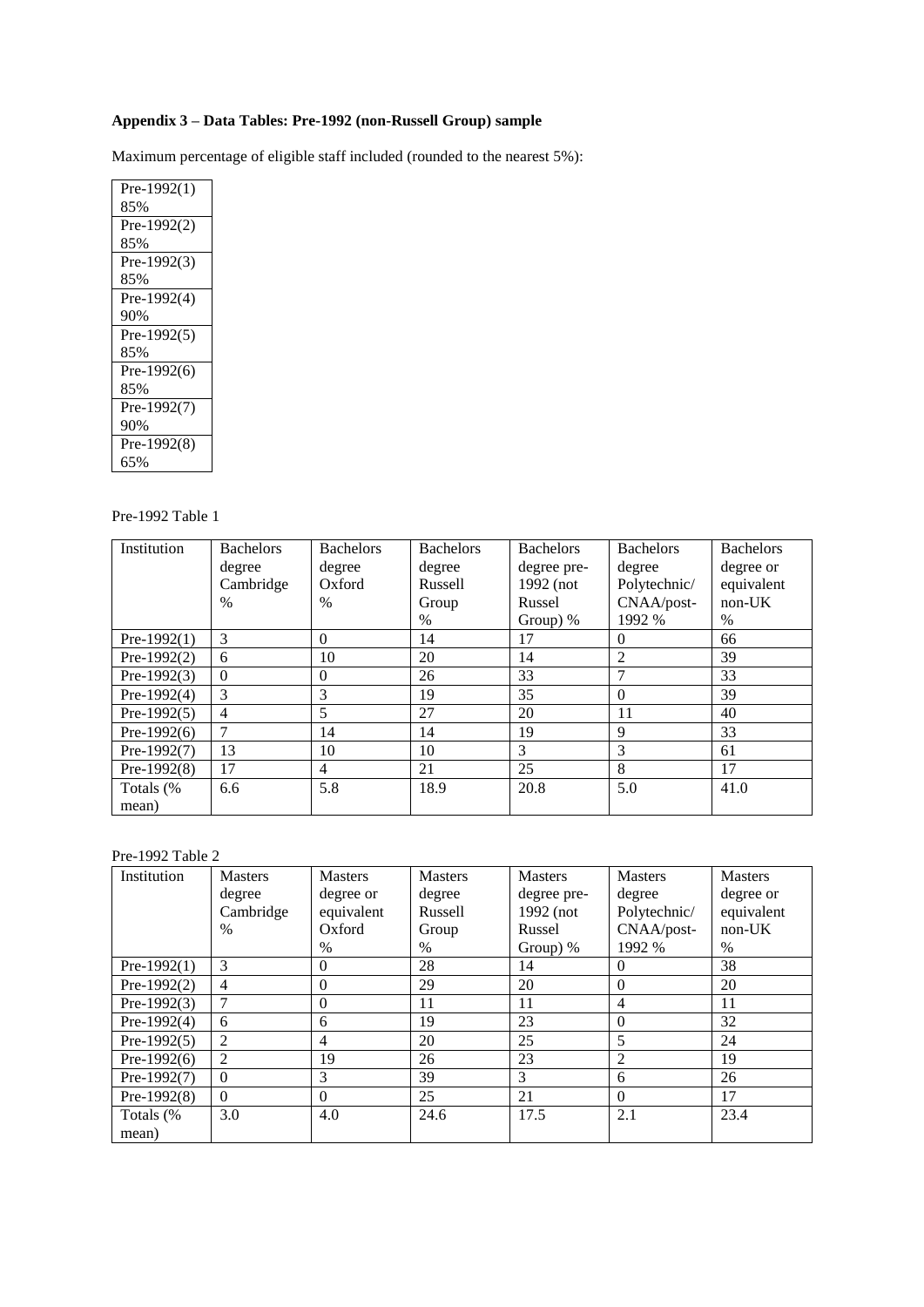**Appendix 3 – Data Tables: Pre-1992 (non-Russell Group) sample**

Maximum percentage of eligible staff included (rounded to the nearest 5%):

| Pre-1992(1) 85% |
|---|
| Pre-1992(2) 85% |
| Pre-1992(3) 85% |
| Pre-1992(4) 90% |
| Pre-1992(5) 85% |
| Pre-1992(6) 85% |
| Pre-1992(7) 90% |
| Pre-1992(8) 65% |

Pre-1992 Table 1

| Institution | Bachelors degree Cambridge % | Bachelors degree Oxford % | Bachelors degree Russell Group % | Bachelors degree pre-1992 (not Russel Group) % | Bachelors degree Polytechnic/ CNAA/post-1992 % | Bachelors degree or equivalent non-UK % |
|---|---|---|---|---|---|---|
| Pre-1992(1) | 3 | 0 | 14 | 17 | 0 | 66 |
| Pre-1992(2) | 6 | 10 | 20 | 14 | 2 | 39 |
| Pre-1992(3) | 0 | 0 | 26 | 33 | 7 | 33 |
| Pre-1992(4) | 3 | 3 | 19 | 35 | 0 | 39 |
| Pre-1992(5) | 4 | 5 | 27 | 20 | 11 | 40 |
| Pre-1992(6) | 7 | 14 | 14 | 19 | 9 | 33 |
| Pre-1992(7) | 13 | 10 | 10 | 3 | 3 | 61 |
| Pre-1992(8) | 17 | 4 | 21 | 25 | 8 | 17 |
| Totals (% mean) | 6.6 | 5.8 | 18.9 | 20.8 | 5.0 | 41.0 |

Pre-1992 Table 2

| Institution | Masters degree Cambridge % | Masters degree or equivalent Oxford % | Masters degree Russell Group % | Masters degree pre-1992 (not Russel Group) % | Masters degree Polytechnic/ CNAA/post-1992 % | Masters degree or equivalent non-UK % |
|---|---|---|---|---|---|---|
| Pre-1992(1) | 3 | 0 | 28 | 14 | 0 | 38 |
| Pre-1992(2) | 4 | 0 | 29 | 20 | 0 | 20 |
| Pre-1992(3) | 7 | 0 | 11 | 11 | 4 | 11 |
| Pre-1992(4) | 6 | 6 | 19 | 23 | 0 | 32 |
| Pre-1992(5) | 2 | 4 | 20 | 25 | 5 | 24 |
| Pre-1992(6) | 2 | 19 | 26 | 23 | 2 | 19 |
| Pre-1992(7) | 0 | 3 | 39 | 3 | 6 | 26 |
| Pre-1992(8) | 0 | 0 | 25 | 21 | 0 | 17 |
| Totals (% mean) | 3.0 | 4.0 | 24.6 | 17.5 | 2.1 | 23.4 |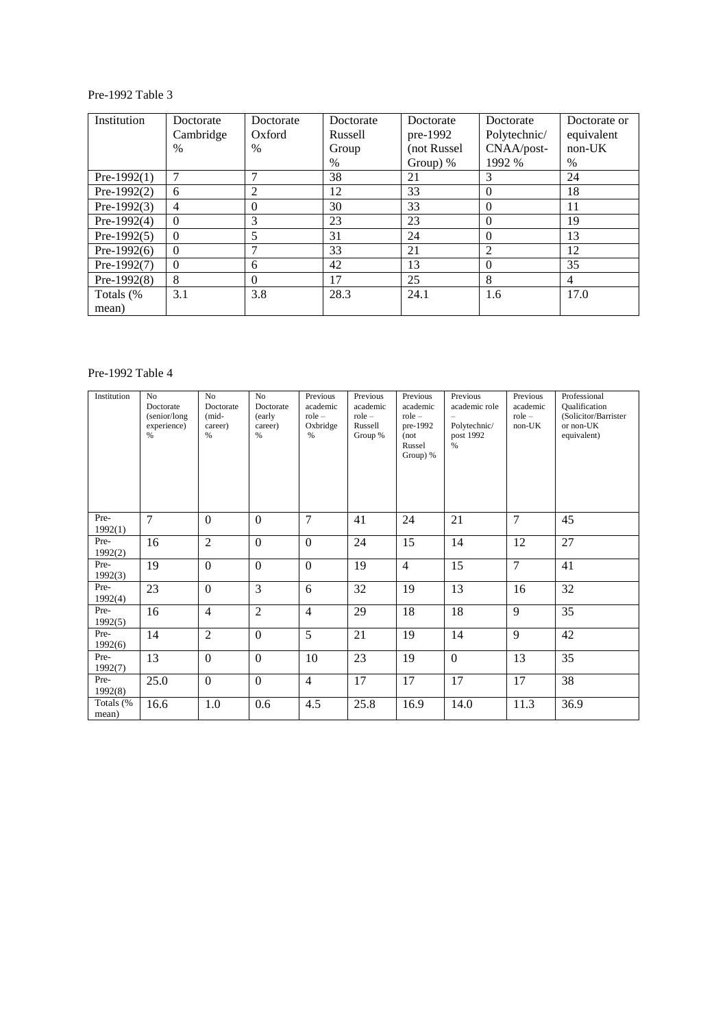Pre-1992 Table 3

| Institution | Doctorate Cambridge % | Doctorate Oxford % | Doctorate Russell Group % | Doctorate pre-1992 (not Russel Group) % | Doctorate Polytechnic/ CNAA/post-1992 % | Doctorate or equivalent non-UK % |
|---|---|---|---|---|---|---|
| Pre-1992(1) | 7 | 7 | 38 | 21 | 3 | 24 |
| Pre-1992(2) | 6 | 2 | 12 | 33 | 0 | 18 |
| Pre-1992(3) | 4 | 0 | 30 | 33 | 0 | 11 |
| Pre-1992(4) | 0 | 3 | 23 | 23 | 0 | 19 |
| Pre-1992(5) | 0 | 5 | 31 | 24 | 0 | 13 |
| Pre-1992(6) | 0 | 7 | 33 | 21 | 2 | 12 |
| Pre-1992(7) | 0 | 6 | 42 | 13 | 0 | 35 |
| Pre-1992(8) | 8 | 0 | 17 | 25 | 8 | 4 |
| Totals (% mean) | 3.1 | 3.8 | 28.3 | 24.1 | 1.6 | 17.0 |

Pre-1992 Table 4

| Institution | No Doctorate (senior/long experience) % | No Doctorate (mid-career) % | No Doctorate (early career) % | Previous academic role – Oxbridge % | Previous academic role – Russell Group % | Previous academic role – pre-1992 (not Russel Group) % | Previous academic role – Polytechnic/ post 1992 % | Previous academic role – non-UK | Professional Qualification (Solicitor/Barrister or non-UK equivalent) |
|---|---|---|---|---|---|---|---|---|---|
| Pre-1992(1) | 7 | 0 | 0 | 7 | 41 | 24 | 21 | 7 | 45 |
| Pre-1992(2) | 16 | 2 | 0 | 0 | 24 | 15 | 14 | 12 | 27 |
| Pre-1992(3) | 19 | 0 | 0 | 0 | 19 | 4 | 15 | 7 | 41 |
| Pre-1992(4) | 23 | 0 | 3 | 6 | 32 | 19 | 13 | 16 | 32 |
| Pre-1992(5) | 16 | 4 | 2 | 4 | 29 | 18 | 18 | 9 | 35 |
| Pre-1992(6) | 14 | 2 | 0 | 5 | 21 | 19 | 14 | 9 | 42 |
| Pre-1992(7) | 13 | 0 | 0 | 10 | 23 | 19 | 0 | 13 | 35 |
| Pre-1992(8) | 25.0 | 0 | 0 | 4 | 17 | 17 | 17 | 17 | 38 |
| Totals (% mean) | 16.6 | 1.0 | 0.6 | 4.5 | 25.8 | 16.9 | 14.0 | 11.3 | 36.9 |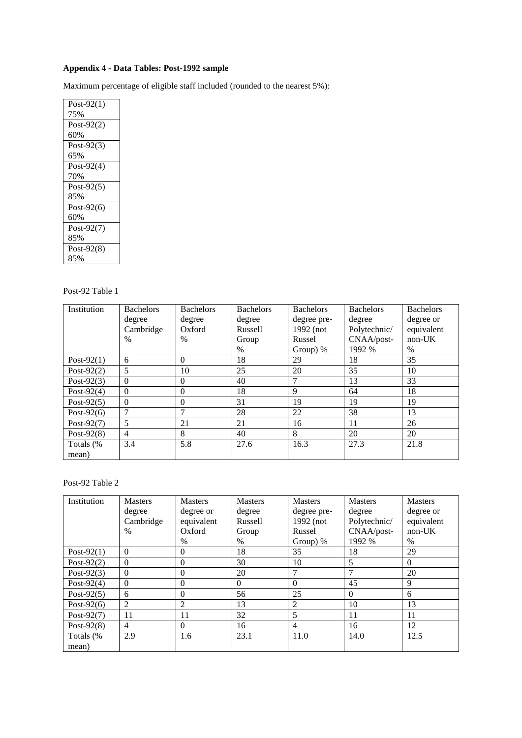**Appendix 4 - Data Tables: Post-1992 sample**

Maximum percentage of eligible staff included (rounded to the nearest 5%):

| Post-92(1) 75% |
|---|
| Post-92(2) 60% |
| Post-92(3) 65% |
| Post-92(4) 70% |
| Post-92(5) 85% |
| Post-92(6) 60% |
| Post-92(7) 85% |
| Post-92(8) 85% |

Post-92 Table 1

| Institution | Bachelors degree Cambridge % | Bachelors degree Oxford % | Bachelors degree Russell Group % | Bachelors degree pre-1992 (not Russel Group) % | Bachelors degree Polytechnic/ CNAA/post-1992 % | Bachelors degree or equivalent non-UK % |
|---|---|---|---|---|---|---|
| Post-92(1) | 6 | 0 | 18 | 29 | 18 | 35 |
| Post-92(2) | 5 | 10 | 25 | 20 | 35 | 10 |
| Post-92(3) | 0 | 0 | 40 | 7 | 13 | 33 |
| Post-92(4) | 0 | 0 | 18 | 9 | 64 | 18 |
| Post-92(5) | 0 | 0 | 31 | 19 | 19 | 19 |
| Post-92(6) | 7 | 7 | 28 | 22 | 38 | 13 |
| Post-92(7) | 5 | 21 | 21 | 16 | 11 | 26 |
| Post-92(8) | 4 | 8 | 40 | 8 | 20 | 20 |
| Totals (% mean) | 3.4 | 5.8 | 27.6 | 16.3 | 27.3 | 21.8 |

Post-92 Table 2

| Institution | Masters degree Cambridge % | Masters degree or equivalent Oxford % | Masters degree Russell Group % | Masters degree pre-1992 (not Russel Group) % | Masters degree Polytechnic/ CNAA/post-1992 % | Masters degree or equivalent non-UK % |
|---|---|---|---|---|---|---|
| Post-92(1) | 0 | 0 | 18 | 35 | 18 | 29 |
| Post-92(2) | 0 | 0 | 30 | 10 | 5 | 0 |
| Post-92(3) | 0 | 0 | 20 | 7 | 7 | 20 |
| Post-92(4) | 0 | 0 | 0 | 0 | 45 | 9 |
| Post-92(5) | 6 | 0 | 56 | 25 | 0 | 6 |
| Post-92(6) | 2 | 2 | 13 | 2 | 10 | 13 |
| Post-92(7) | 11 | 11 | 32 | 5 | 11 | 11 |
| Post-92(8) | 4 | 0 | 16 | 4 | 16 | 12 |
| Totals (% mean) | 2.9 | 1.6 | 23.1 | 11.0 | 14.0 | 12.5 |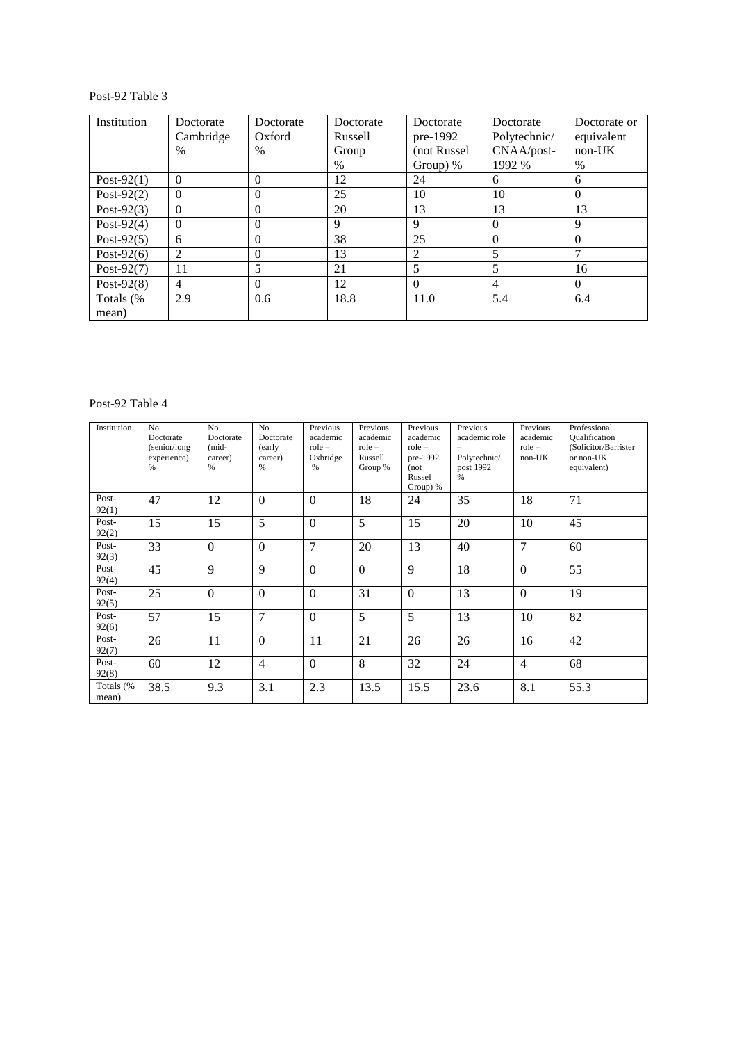Post-92 Table 3

| Institution | Doctorate Cambridge % | Doctorate Oxford % | Doctorate Russell Group % | Doctorate pre-1992 (not Russel Group) % | Doctorate Polytechnic/ CNAA/post-1992 % | Doctorate or equivalent non-UK % |
|---|---|---|---|---|---|---|
| Post-92(1) | 0 | 0 | 12 | 24 | 6 | 6 |
| Post-92(2) | 0 | 0 | 25 | 10 | 10 | 0 |
| Post-92(3) | 0 | 0 | 20 | 13 | 13 | 13 |
| Post-92(4) | 0 | 0 | 9 | 9 | 0 | 9 |
| Post-92(5) | 6 | 0 | 38 | 25 | 0 | 0 |
| Post-92(6) | 2 | 0 | 13 | 2 | 5 | 7 |
| Post-92(7) | 11 | 5 | 21 | 5 | 5 | 16 |
| Post-92(8) | 4 | 0 | 12 | 0 | 4 | 0 |
| Totals (% mean) | 2.9 | 0.6 | 18.8 | 11.0 | 5.4 | 6.4 |

Post-92 Table 4

| Institution | No Doctorate (senior/long experience) % | No Doctorate (mid-career) % | No Doctorate (early career) % | Previous academic role – Oxbridge % | Previous academic role – Russell Group % | Previous academic role – pre-1992 (not Russel Group) % | Previous academic role – Polytechnic/ post 1992 % | Previous academic role – non-UK | Professional Qualification (Solicitor/Barrister or non-UK equivalent) |
|---|---|---|---|---|---|---|---|---|---|
| Post-92(1) | 47 | 12 | 0 | 0 | 18 | 24 | 35 | 18 | 71 |
| Post-92(2) | 15 | 15 | 5 | 0 | 5 | 15 | 20 | 10 | 45 |
| Post-92(3) | 33 | 0 | 0 | 7 | 20 | 13 | 40 | 7 | 60 |
| Post-92(4) | 45 | 9 | 9 | 0 | 0 | 9 | 18 | 0 | 55 |
| Post-92(5) | 25 | 0 | 0 | 0 | 31 | 0 | 13 | 0 | 19 |
| Post-92(6) | 57 | 15 | 7 | 0 | 5 | 5 | 13 | 10 | 82 |
| Post-92(7) | 26 | 11 | 0 | 11 | 21 | 26 | 26 | 16 | 42 |
| Post-92(8) | 60 | 12 | 4 | 0 | 8 | 32 | 24 | 4 | 68 |
| Totals (% mean) | 38.5 | 9.3 | 3.1 | 2.3 | 13.5 | 15.5 | 23.6 | 8.1 | 55.3 |